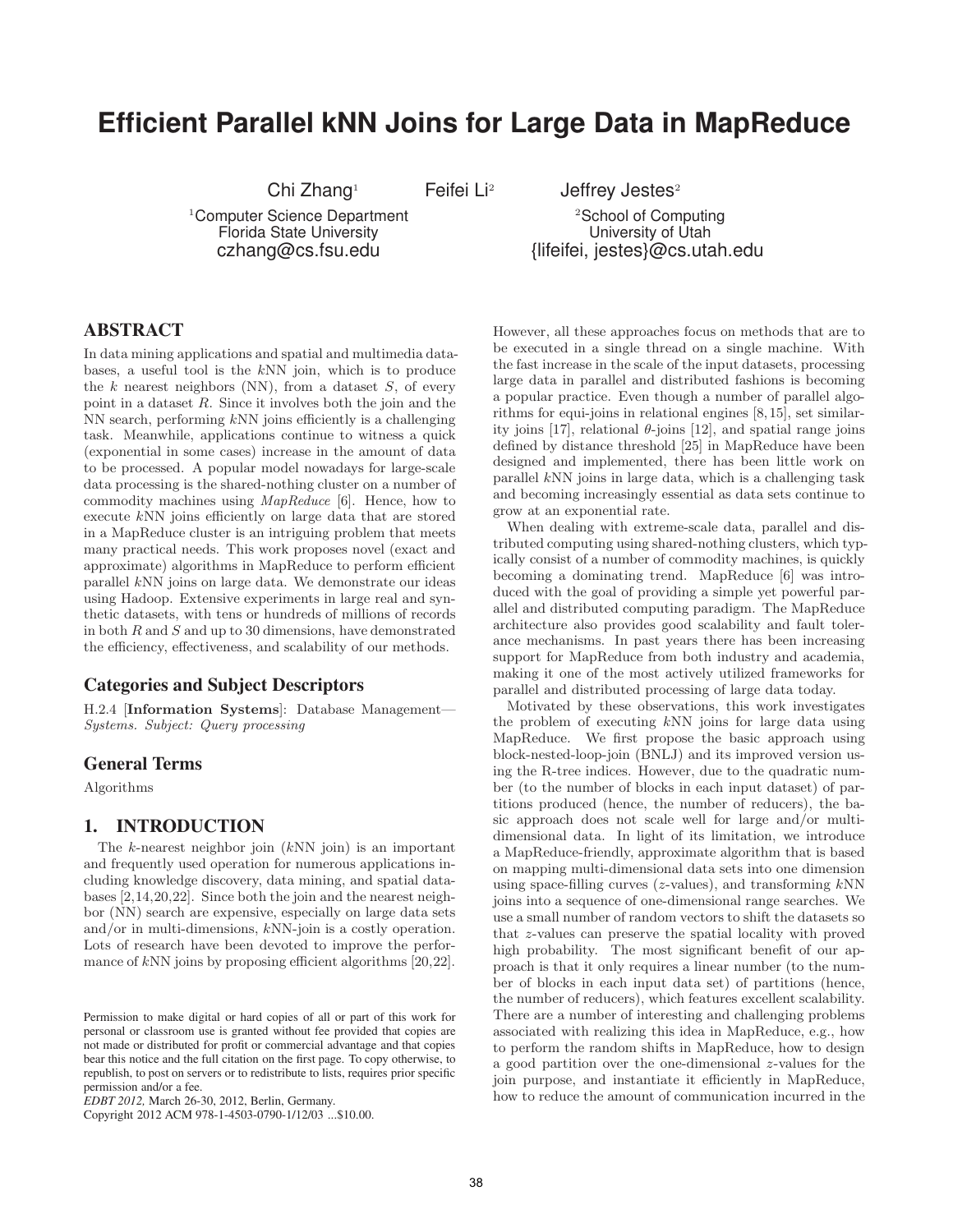# Efficient Parallel kNN Joins for Large Data in MapReduce

Chi Zhang[1] Feifei Li[2] Jeffrey Jestes[2]

[1]Computer Science Department, Florida State University, czhang@cs.fsu.edu

[2]School of Computing, University of Utah, {lifeifei, jestes}@cs.utah.edu

## ABSTRACT

In data mining applications and spatial and multimedia databases, a useful tool is the $k$NN join, which is to produce the $k$ nearest neighbors (NN), from a dataset $S$, of every point in a dataset $R$. Since it involves both the join and the NN search, performing $k$NN joins efficiently is a challenging task. Meanwhile, applications continue to witness a quick (exponential in some cases) increase in the amount of data to be processed. A popular model nowadays for large-scale data processing is the shared-nothing cluster on a number of commodity machines using *MapReduce* [6]. Hence, how to execute $k$NN joins efficiently on large data that are stored in a MapReduce cluster is an intriguing problem that meets many practical needs. This work proposes novel (exact and approximate) algorithms in MapReduce to perform efficient parallel $k$NN joins on large data. We demonstrate our ideas using Hadoop. Extensive experiments in large real and synthetic datasets, with tens or hundreds of millions of records in both $R$ and $S$ and up to 30 dimensions, have demonstrated the efficiency, effectiveness, and scalability of our methods.

## Categories and Subject Descriptors

H.2.4 [**Information Systems**]: Database Management—*Systems. Subject: Query processing*

## General Terms

Algorithms

## 1. INTRODUCTION

The $k$-nearest neighbor join ($k$NN join) is an important and frequently used operation for numerous applications including knowledge discovery, data mining, and spatial databases [2,14,20,22]. Since both the join and the nearest neighbor (NN) search are expensive, especially on large data sets and/or in multi-dimensions, $k$NN-join is a costly operation. Lots of research have been devoted to improve the performance of $k$NN joins by proposing efficient algorithms [20,22]. However, all these approaches focus on methods that are to be executed in a single thread on a single machine. With the fast increase in the scale of the input datasets, processing large data in parallel and distributed fashions is becoming a popular practice. Even though a number of parallel algorithms for equi-joins in relational engines [8,15], set similarity joins [17], relational $\theta$-joins [12], and spatial range joins defined by distance threshold [25] in MapReduce have been designed and implemented, there has been little work on parallel $k$NN joins in large data, which is a challenging task and becoming increasingly essential as data sets continue to grow at an exponential rate.

When dealing with extreme-scale data, parallel and distributed computing using shared-nothing clusters, which typically consist of a number of commodity machines, is quickly becoming a dominating trend. MapReduce [6] was introduced with the goal of providing a simple yet powerful parallel and distributed computing paradigm. The MapReduce architecture also provides good scalability and fault tolerance mechanisms. In past years there has been increasing support for MapReduce from both industry and academia, making it one of the most actively utilized frameworks for parallel and distributed processing of large data today.

Motivated by these observations, this work investigates the problem of executing $k$NN joins for large data using MapReduce. We first propose the basic approach using block-nested-loop-join (BNLJ) and its improved version using the R-tree indices. However, due to the quadratic number (to the number of blocks in each input dataset) of partitions produced (hence, the number of reducers), the basic approach does not scale well for large and/or multi-dimensional data. In light of its limitation, we introduce a MapReduce-friendly, approximate algorithm that is based on mapping multi-dimensional data sets into one dimension using space-filling curves ($z$-values), and transforming $k$NN joins into a sequence of one-dimensional range searches. We use a small number of random vectors to shift the datasets so that $z$-values can preserve the spatial locality with proved high probability. The most significant benefit of our approach is that it only requires a linear number (to the number of blocks in each input data set) of partitions (hence, the number of reducers), which features excellent scalability. There are a number of interesting and challenging problems associated with realizing this idea in MapReduce, e.g., how to perform the random shifts in MapReduce, how to design a good partition over the one-dimensional $z$-values for the join purpose, and instantiate it efficiently in MapReduce, how to reduce the amount of communication incurred in the

Permission to make digital or hard copies of all or part of this work for personal or classroom use is granted without fee provided that copies are not made or distributed for profit or commercial advantage and that copies bear this notice and the full citation on the first page. To copy otherwise, to republish, to post on servers or to redistribute to lists, requires prior specific permission and/or a fee.
*EDBT 2012,* March 26-30, 2012, Berlin, Germany.
Copyright 2012 ACM 978-1-4503-0790-1/12/03 ...$10.00.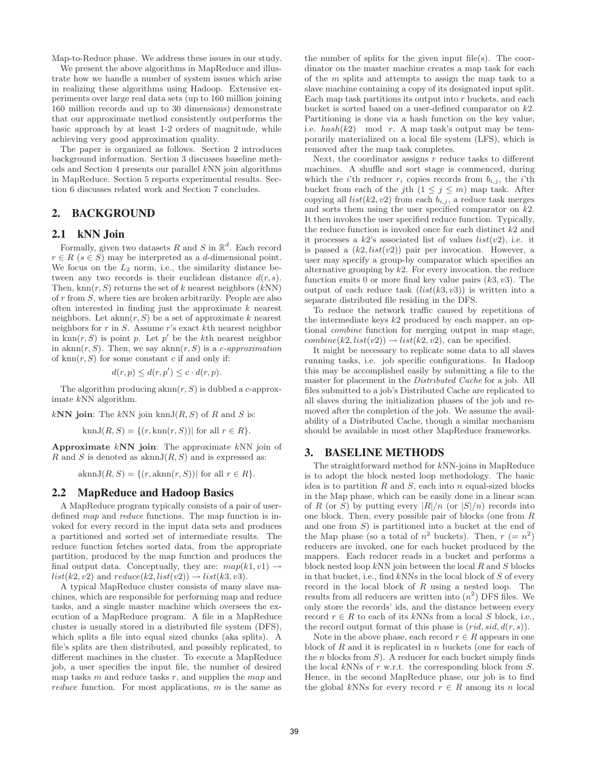Map-to-Reduce phase. We address these issues in our study.

We present the above algorithms in MapReduce and illustrate how we handle a number of system issues which arise in realizing these algorithms using Hadoop. Extensive experiments over large real data sets (up to 160 million joining 160 million records and up to 30 dimensions) demonstrate that our approximate method consistently outperforms the basic approach by at least 1-2 orders of magnitude, while achieving very good approximation quality.

The paper is organized as follows. Section 2 introduces background information. Section 3 discusses baseline methods and Section 4 presents our parallel $k$NN join algorithms in MapReduce. Section 5 reports experimental results. Section 6 discusses related work and Section 7 concludes.

## 2. BACKGROUND

### 2.1 kNN Join

Formally, given two datasets $R$ and $S$ in $\mathbb{R}^d$. Each record $r \in R$ ($s \in S$) may be interpreted as a $d$-dimensional point. We focus on the $L_2$ norm, i.e., the similarity distance between any two records is their euclidean distance $d(r, s)$. Then, $\text{knn}(r, S)$ returns the set of $k$ nearest neighbors ($k$NN) of $r$ from $S$, where ties are broken arbitrarily. People are also often interested in finding just the approximate $k$ nearest neighbors. Let $\text{aknn}(r, S)$ be a set of approximate $k$ nearest neighbors for $r$ in $S$. Assume $r$'s exact $k$th nearest neighbor in $\text{knn}(r, S)$ is point $p$. Let $p'$ be the $k$th nearest neighbor in $\text{aknn}(r, S)$. Then, we say $\text{aknn}(r, S)$ is a *c-approximation* of $\text{knn}(r, S)$ for some constant $c$ if and only if:

$$d(r, p) \leq d(r, p') \leq c \cdot d(r, p).$$

The algorithm producing $\text{aknn}(r, S)$ is dubbed a $c$-approximate $k$NN algorithm.

**$k$NN join**: The $k$NN join $\text{knnJ}(R, S)$ of $R$ and $S$ is:

$$\text{knnJ}(R, S) = \{(r, \text{knn}(r, S)) | \text{ for all } r \in R\}.$$

**Approximate $k$NN join**: The approximate $k$NN join of $R$ and $S$ is denoted as $\text{aknnJ}(R, S)$ and is expressed as:

$$\text{aknnJ}(R, S) = \{(r, \text{aknn}(r, S)) | \text{ for all } r \in R\}.$$

### 2.2 MapReduce and Hadoop Basics

A MapReduce program typically consists of a pair of user-defined *map* and *reduce* functions. The map function is invoked for every record in the input data sets and produces a partitioned and sorted set of intermediate results. The reduce function fetches sorted data, from the appropriate partition, produced by the map function and produces the final output data. Conceptually, they are: $map(k1, v1) \rightarrow list(k2, v2)$ and $reduce(k2, list(v2)) \rightarrow list(k3, v3)$.

A typical MapReduce cluster consists of many slave machines, which are responsible for performing map and reduce tasks, and a single master machine which oversees the execution of a MapReduce program. A file in a MapReduce cluster is usually stored in a distributed file system (DFS), which splits a file into equal sized chunks (aka splits). A file's splits are then distributed, and possibly replicated, to different machines in the cluster. To execute a MapReduce job, a user specifies the input file, the number of desired map tasks $m$ and reduce tasks $r$, and supplies the *map* and *reduce* function. For most applications, $m$ is the same as the number of splits for the given input file(s). The coordinator on the master machine creates a map task for each of the $m$ splits and attempts to assign the map task to a slave machine containing a copy of its designated input split. Each map task partitions its output into $r$ buckets, and each bucket is sorted based on a user-defined comparator on $k2$. Partitioning is done via a hash function on the key value, i.e. $hash(k2) \mod r$. A map task's output may be temporarily materialized on a local file system (LFS), which is removed after the map task completes.

Next, the coordinator assigns $r$ reduce tasks to different machines. A shuffle and sort stage is commenced, during which the $i$'th reducer $r_i$ copies records from $b_{i,j}$, the $i$'th bucket from each of the $j$th ($1 \leq j \leq m$) map task. After copying all $list(k2, v2)$ from each $b_{i,j}$, a reduce task merges and sorts them using the user specified comparator on $k2$. It then invokes the user specified reduce function. Typically, the reduce function is invoked once for each distinct $k2$ and it processes a $k2$'s associated list of values $list(v2)$, i.e. it is passed a $(k2, list(v2))$ pair per invocation. However, a user may specify a group-by comparator which specifies an alternative grouping by $k2$. For every invocation, the reduce function emits 0 or more final key value pairs $(k3, v3)$. The output of each reduce task $(list(k3, v3))$ is written into a separate distributed file residing in the DFS.

To reduce the network traffic caused by repetitions of the intermediate keys $k2$ produced by each mapper, an optional *combine* function for merging output in map stage, $combine(k2, list(v2)) \rightarrow list(k2, v2)$, can be specified.

It might be necessary to replicate some data to all slaves running tasks, i.e. job specific configurations. In Hadoop this may be accomplished easily by submitting a file to the master for placement in the *Distributed Cache* for a job. All files submitted to a job's Distributed Cache are replicated to all slaves during the initialization phases of the job and removed after the completion of the job. We assume the availability of a Distributed Cache, though a similar mechanism should be available in most other MapReduce frameworks.

## 3. BASELINE METHODS

The straightforward method for $k$NN-joins in MapReduce is to adopt the block nested loop methodology. The basic idea is to partition $R$ and $S$, each into $n$ equal-sized blocks in the Map phase, which can be easily done in a linear scan of $R$ (or $S$) by putting every $|R|/n$ (or $|S|/n$) records into one block. Then, every possible pair of blocks (one from $R$ and one from $S$) is partitioned into a bucket at the end of the Map phase (so a total of $n^2$ buckets). Then, $r$ ($= n^2$) reducers are invoked, one for each bucket produced by the mappers. Each reducer reads in a bucket and performs a block nested loop $k$NN join between the local $R$ and $S$ blocks in that bucket, i.e., find $k$NNs in the local block of $S$ of every record in the local block of $R$ using a nested loop. The results from all reducers are written into ($n^2$) DFS files. We only store the records' ids, and the distance between every record $r \in R$ to each of its $k$NNs from a local $S$ block, i.e., the record output format of this phase is $(rid, sid, d(r, s))$.

Note in the above phase, each record $r \in R$ appears in one block of $R$ and it is replicated in $n$ buckets (one for each of the $n$ blocks from $S$). A reducer for each bucket simply finds the local $k$NNs of $r$ w.r.t. the corresponding block from $S$. Hence, in the second MapReduce phase, our job is to find the global $k$NNs for every record $r \in R$ among its $n$ local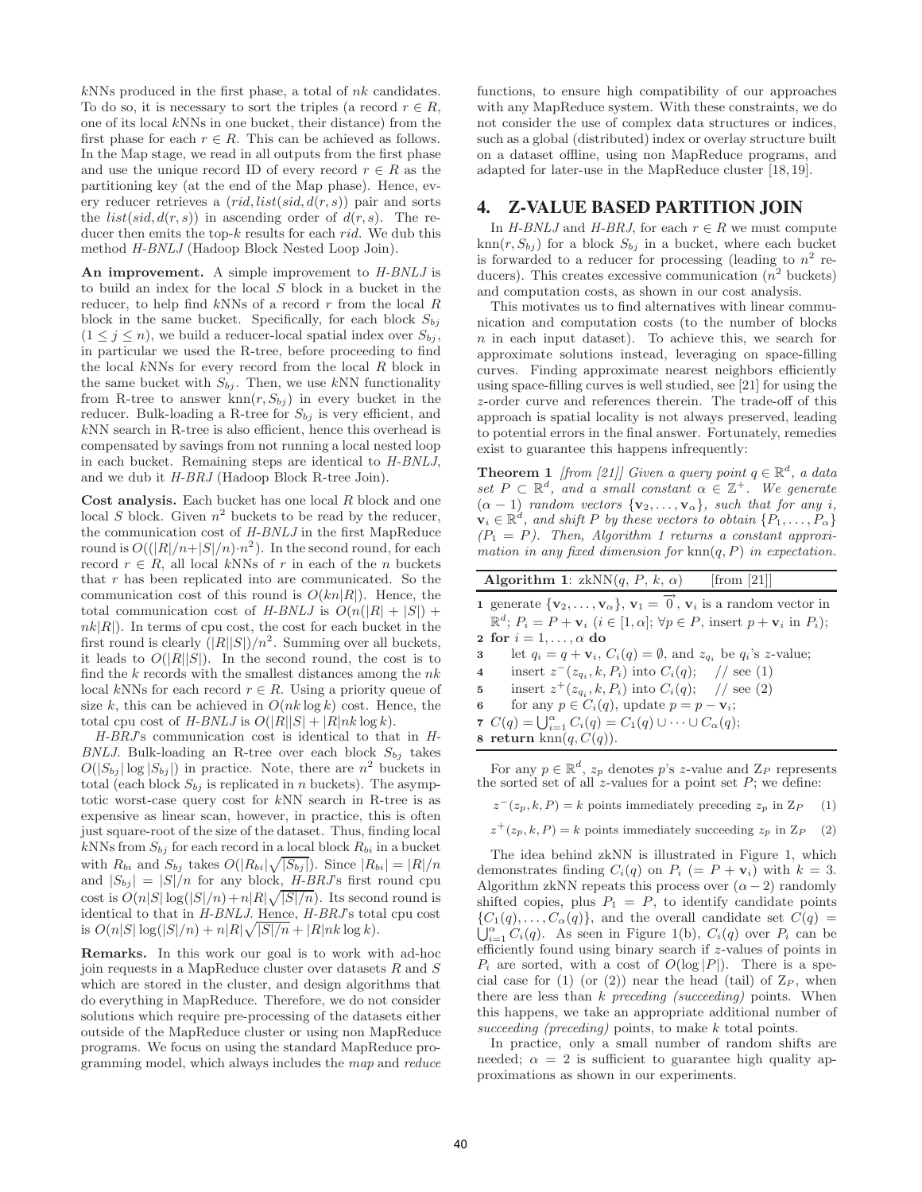$k$NNs produced in the first phase, a total of $nk$ candidates. To do so, it is necessary to sort the triples (a record $r \in R$, one of its local $k$NNs in one bucket, their distance) from the first phase for each $r \in R$. This can be achieved as follows. In the Map stage, we read in all outputs from the first phase and use the unique record ID of every record $r \in R$ as the partitioning key (at the end of the Map phase). Hence, every reducer retrieves a $(rid, list(sid, d(r,s))$ pair and sorts the $list(sid, d(r,s))$ in ascending order of $d(r,s)$. The reducer then emits the top-$k$ results for each $rid$. We dub this method *H-BNLJ* (Hadoop Block Nested Loop Join).

**An improvement.** A simple improvement to *H-BNLJ* is to build an index for the local $S$ block in a bucket in the reducer, to help find $k$NNs of a record $r$ from the local $R$ block in the same bucket. Specifically, for each block $S_{bj}$ ($1 \leq j \leq n$), we build a reducer-local spatial index over $S_{bj}$, in particular we used the R-tree, before proceeding to find the local $k$NNs for every record from the local $R$ block in the same bucket with $S_{bj}$. Then, we use $k$NN functionality from R-tree to answer $\text{knn}(r, S_{bj})$ in every bucket in the reducer. Bulk-loading a R-tree for $S_{bj}$ is very efficient, and $k$NN search in R-tree is also efficient, hence this overhead is compensated by savings from not running a local nested loop in each bucket. Remaining steps are identical to *H-BNLJ*, and we dub it *H-BRJ* (Hadoop Block R-tree Join).

**Cost analysis.** Each bucket has one local $R$ block and one local $S$ block. Given $n^2$ buckets to be read by the reducer, the communication cost of *H-BNLJ* in the first MapReduce round is $O((|R|/n+|S|/n)\cdot n^2)$. In the second round, for each record $r \in R$, all local $k$NNs of $r$ in each of the $n$ buckets that $r$ has been replicated into are communicated. So the communication cost of this round is $O(kn|R|)$. Hence, the total communication cost of *H-BNLJ* is $O(n(|R|+|S|)+nk|R|)$. In terms of cpu cost, the cost for each bucket in the first round is clearly $(|R||S|)/n^2$. Summing over all buckets, it leads to $O(|R||S|)$. In the second round, the cost is to find the $k$ records with the smallest distances among the $nk$ local $k$NNs for each record $r \in R$. Using a priority queue of size $k$, this can be achieved in $O(nk \log k)$ cost. Hence, the total cpu cost of *H-BNLJ* is $O(|R||S| + |R|nk \log k)$.

*H-BRJ*'s communication cost is identical to that in *H-BNLJ*. Bulk-loading an R-tree over each block $S_{bj}$ takes $O(|S_{bj}| \log |S_{bj}|)$ in practice. Note, there are $n^2$ buckets in total (each block $S_{bj}$ is replicated in $n$ buckets). The asymptotic worst-case query cost for $k$NN search in R-tree is as expensive as linear scan, however, in practice, this is often just square-root of the size of the dataset. Thus, finding local $k$NNs from $S_{bj}$ for each record in a local block $R_{bi}$ in a bucket with $R_{bi}$ and $S_{bj}$ takes $O(|R_{bi}|\sqrt{|S_{bj}|})$. Since $|R_{bi}| = |R|/n$ and $|S_{bj}| = |S|/n$ for any block, *H-BRJ*'s first round cpu cost is $O(n|S|\log(|S|/n) + n|R|\sqrt{|S|/n})$. Its second round is identical to that in *H-BNLJ*. Hence, *H-BRJ*'s total cpu cost is $O(n|S|\log(|S|/n) + n|R|\sqrt{|S|/n} + |R|nk \log k)$.

**Remarks.** In this work our goal is to work with ad-hoc join requests in a MapReduce cluster over datasets $R$ and $S$ which are stored in the cluster, and design algorithms that do everything in MapReduce. Therefore, we do not consider solutions which require pre-processing of the datasets either outside of the MapReduce cluster or using non MapReduce programs. We focus on using the standard MapReduce programming model, which always includes the *map* and *reduce* functions, to ensure high compatibility of our approaches with any MapReduce system. With these constraints, we do not consider the use of complex data structures or indices, such as a global (distributed) index or overlay structure built on a dataset offline, using non MapReduce programs, and adapted for later-use in the MapReduce cluster [18, 19].

## 4. Z-VALUE BASED PARTITION JOIN

In *H-BNLJ* and *H-BRJ*, for each $r \in R$ we must compute $\text{knn}(r, S_{bj})$ for a block $S_{bj}$ in a bucket, where each bucket is forwarded to a reducer for processing (leading to $n^2$ reducers). This creates excessive communication ($n^2$ buckets) and computation costs, as shown in our cost analysis.

This motivates us to find alternatives with linear communication and computation costs (to the number of blocks $n$ in each input dataset). To achieve this, we search for approximate solutions instead, leveraging on space-filling curves. Finding approximate nearest neighbors efficiently using space-filling curves is well studied, see [21] for using the $z$-order curve and references therein. The trade-off of this approach is spatial locality is not always preserved, leading to potential errors in the final answer. Fortunately, remedies exist to guarantee this happens infrequently:

**Theorem 1** *[from [21]] Given a query point $q \in \mathbb{R}^d$, a data set $P \subset \mathbb{R}^d$, and a small constant $\alpha \in \mathbb{Z}^+$. We generate $(\alpha - 1)$ random vectors $\{\mathbf{v}_2, \ldots, \mathbf{v}_\alpha\}$, such that for any $i$, $\mathbf{v}_i \in \mathbb{R}^d$, and shift $P$ by these vectors to obtain $\{P_1, \ldots, P_\alpha\}$ ($P_1 = P$). Then, Algorithm 1 returns a constant approximation in any fixed dimension for $\text{knn}(q, P)$ in expectation.*

**Algorithm 1**: zkNN($q$, $P$, $k$, $\alpha$) [from [21]]

1. generate $\{\mathbf{v}_2, \ldots, \mathbf{v}_\alpha\}$, $\mathbf{v}_1 = \overrightarrow{0}$, $\mathbf{v}_i$ is a random vector in $\mathbb{R}^d$; $P_i = P + \mathbf{v}_i$ ($i \in [1, \alpha]$; $\forall p \in P$, insert $p + \mathbf{v}_i$ in $P_i$);
2. **for** $i = 1, \ldots, \alpha$ **do**
3. let $q_i = q + \mathbf{v}_i$, $C_i(q) = \emptyset$, and $z_{q_i}$ be $q_i$'s $z$-value;
4. insert $z^-(z_{q_i}, k, P_i)$ into $C_i(q)$; // see (1)
5. insert $z^+(z_{q_i}, k, P_i)$ into $C_i(q)$; // see (2)
6. for any $p \in C_i(q)$, update $p = p - \mathbf{v}_i$;
7. $C(q) = \bigcup_{i=1}^{\alpha} C_i(q) = C_1(q) \cup \cdots \cup C_\alpha(q)$;
8. **return** $\text{knn}(q, C(q))$.

For any $p \in \mathbb{R}^d$, $z_p$ denotes $p$'s $z$-value and $Z_P$ represents the sorted set of all $z$-values for a point set $P$; we define:

$$z^-(z_p, k, P) = k \text{ points immediately preceding } z_p \text{ in } Z_P \quad (1)$$

$$z^+(z_p, k, P) = k \text{ points immediately succeeding } z_p \text{ in } Z_P \quad (2)$$

The idea behind zkNN is illustrated in Figure 1, which demonstrates finding $C_i(q)$ on $P_i$ ($= P + \mathbf{v}_i$) with $k = 3$. Algorithm zkNN repeats this process over $(\alpha - 2)$ randomly shifted copies, plus $P_1 = P$, to identify candidate points $\{C_1(q), \ldots, C_\alpha(q)\}$, and the overall candidate set $C(q) = \bigcup_{i=1}^{\alpha} C_i(q)$. As seen in Figure 1(b), $C_i(q)$ over $P_i$ can be efficiently found using binary search if $z$-values of points in $P_i$ are sorted, with a cost of $O(\log |P|)$. There is a special case for (1) (or (2)) near the head (tail) of $Z_P$, when there are less than $k$ *preceding (succeeding)* points. When this happens, we take an appropriate additional number of *succeeding (preceding)* points, to make $k$ total points.

In practice, only a small number of random shifts are needed; $\alpha = 2$ is sufficient to guarantee high quality approximations as shown in our experiments.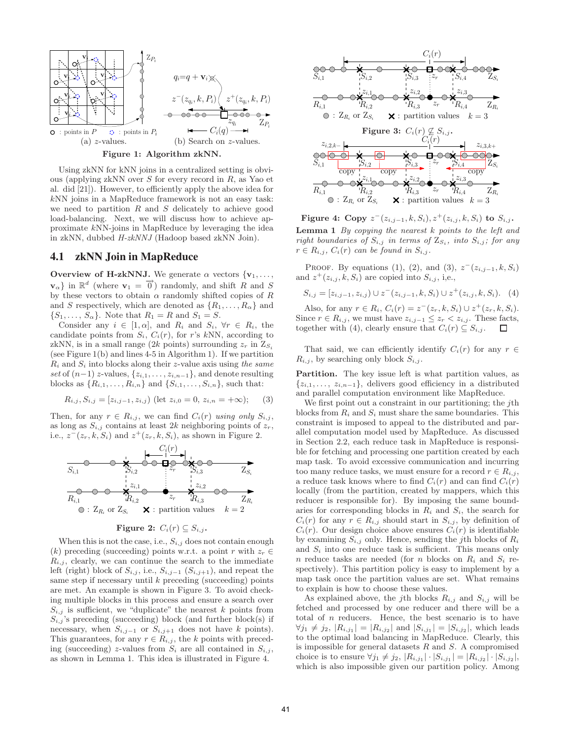Figure 1: Algorithm zkNN.

(a) $z$-values. (b) Search on $z$-values.

Using zkNN for kNN joins in a centralized setting is obvious (applying zkNN over $S$ for every record in $R$, as Yao et al. did [21]). However, to efficiently apply the above idea for $k$NN joins in a MapReduce framework is not an easy task: we need to partition $R$ and $S$ delicately to achieve good load-balancing. Next, we will discuss how to achieve approximate $k$NN-joins in MapReduce by leveraging the idea in zkNN, dubbed *H-zkNNJ* (Hadoop based zkNN Join).

## 4.1 zkNN Join in MapReduce

**Overview of H-zkNNJ.** We generate $\alpha$ vectors $\{\mathbf{v}_1, \ldots, \mathbf{v}_\alpha\}$ in $\mathbb{R}^d$ (where $\mathbf{v}_1 = \overrightarrow{0}$) randomly, and shift $R$ and $S$ by these vectors to obtain $\alpha$ randomly shifted copies of $R$ and $S$ respectively, which are denoted as $\{R_1, \ldots, R_\alpha\}$ and $\{S_1, \ldots, S_\alpha\}$. Note that $R_1 = R$ and $S_1 = S$.

Consider any $i \in [1, \alpha]$, and $R_i$ and $S_i$, $\forall r \in R_i$, the candidate points from $S_i$, $C_i(r)$, for $r$'s $k$NN, according to zkNN, is in a small range ($2k$ points) surrounding $z_r$ in $Z_{S_i}$ (see Figure 1(b) and lines 4-5 in Algorithm 1). If we partition $R_i$ and $S_i$ into blocks along their $z$-value axis using *the same set* of $(n-1)$ $z$-values, $\{z_{i,1}, \ldots, z_{i,n-1}\}$, and denote resulting blocks as $\{R_{i,1}, \ldots, R_{i,n}\}$ and $\{S_{i,1}, \ldots, S_{i,n}\}$, such that:

$$R_{i,j}, S_{i,j} = [z_{i,j-1}, z_{i,j}) \text{ (let } z_{i,0} = 0,\ z_{i,n} = +\infty); \quad (3)$$

Then, for any $r \in R_{i,j}$, we can find $C_i(r)$ *using only* $S_{i,j}$, as long as $S_{i,j}$ contains at least $2k$ neighboring points of $z_r$, i.e., $z^-(z_r, k, S_i)$ and $z^+(z_r, k, S_i)$, as shown in Figure 2.

Figure 2: $C_i(r) \subseteq S_{i,j}$.

When this is not the case, i.e., $S_{i,j}$ does not contain enough ($k$) preceding (succeeding) points w.r.t. a point $r$ with $z_r \in R_{i,j}$, clearly, we can continue the search to the immediate left (right) block of $S_{i,j}$, i.e., $S_{i,j-1}$ ($S_{i,j+1}$), and repeat the same step if necessary until $k$ preceding (succeeding) points are met. An example is shown in Figure 3. To avoid checking multiple blocks in this process and ensure a search over $S_{i,j}$ is sufficient, we "duplicate" the nearest $k$ points from $S_{i,j}$'s preceding (succeeding) block (and further block(s) if necessary, when $S_{i,j-1}$ or $S_{i,j+1}$ does not have $k$ points). This guarantees, for any $r \in R_{i,j}$, the $k$ points with preceding (succeeding) $z$-values from $S_i$ are all contained in $S_{i,j}$, as shown in Lemma 1. This idea is illustrated in Figure 4.

Figure 3: $C_i(r) \not\subseteq S_{i,j}$.

Figure 4: Copy $z^-(z_{i,j-1}, k, S_i), z^+(z_{i,j}, k, S_i)$ to $S_{i,j}$.

**Lemma 1** *By copying the nearest $k$ points to the left and right boundaries of $S_{i,j}$ in terms of $Z_{S_i}$, into $S_{i,j}$; for any $r \in R_{i,j}$, $C_i(r)$ can be found in $S_{i,j}$.*

Proof. By equations (1), (2), and (3), $z^-(z_{i,j-1}, k, S_i)$ and $z^+(z_{i,j}, k, S_i)$ are copied into $S_{i,j}$, i.e.,

$$S_{i,j} = [z_{i,j-1}, z_{i,j}) \cup z^-(z_{i,j-1}, k, S_i) \cup z^+(z_{i,j}, k, S_i). \quad (4)$$

Also, for any $r \in R_i$, $C_i(r) = z^-(z_r, k, S_i) \cup z^+(z_r, k, S_i)$. Since $r \in R_{i,j}$, we must have $z_{i,j-1} \leq z_r < z_{i,j}$. These facts, together with (4), clearly ensure that $C_i(r) \subseteq S_{i,j}$. □

That said, we can efficiently identify $C_i(r)$ for any $r \in R_{i,j}$, by searching only block $S_{i,j}$.

**Partition.** The key issue left is what partition values, as $\{z_{i,1}, \ldots, z_{i,n-1}\}$, delivers good efficiency in a distributed and parallel computation environment like MapReduce.

We first point out a constraint in our partitioning; the $j$th blocks from $R_i$ and $S_i$ must share the same boundaries. This constraint is imposed to appeal to the distributed and parallel computation model used by MapReduce. As discussed in Section 2.2, each reduce task in MapReduce is responsible for fetching and processing one partition created by each map task. To avoid excessive communication and incurring too many reduce tasks, we must ensure for a record $r \in R_{i,j}$, a reduce task knows where to find $C_i(r)$ and can find $C_i(r)$ locally (from the partition, created by mappers, which this reducer is responsible for). By imposing the same boundaries for corresponding blocks in $R_i$ and $S_i$, the search for $C_i(r)$ for any $r \in R_{i,j}$ should start in $S_{i,j}$, by definition of $C_i(r)$. Our design choice above ensures $C_i(r)$ is identifiable by examining $S_{i,j}$ only. Hence, sending the $j$th blocks of $R_i$ and $S_i$ into one reduce task is sufficient. This means only $n$ reduce tasks are needed (for $n$ blocks on $R_i$ and $S_i$ respectively). This partition policy is easy to implement by a map task once the partition values are set. What remains to explain is how to choose these values.

As explained above, the $j$th blocks $R_{i,j}$ and $S_{i,j}$ will be fetched and processed by one reducer and there will be a total of $n$ reducers. Hence, the best scenario is to have $\forall j_1 \neq j_2$, $|R_{i,j_1}| = |R_{i,j_2}|$ and $|S_{i,j_1}| = |S_{i,j_2}|$, which leads to the optimal load balancing in MapReduce. Clearly, this is impossible for general datasets $R$ and $S$. A compromised choice is to ensure $\forall j_1 \neq j_2$, $|R_{i,j_1}| \cdot |S_{i,j_1}| = |R_{i,j_2}| \cdot |S_{i,j_2}|$, which is also impossible given our partition policy. Among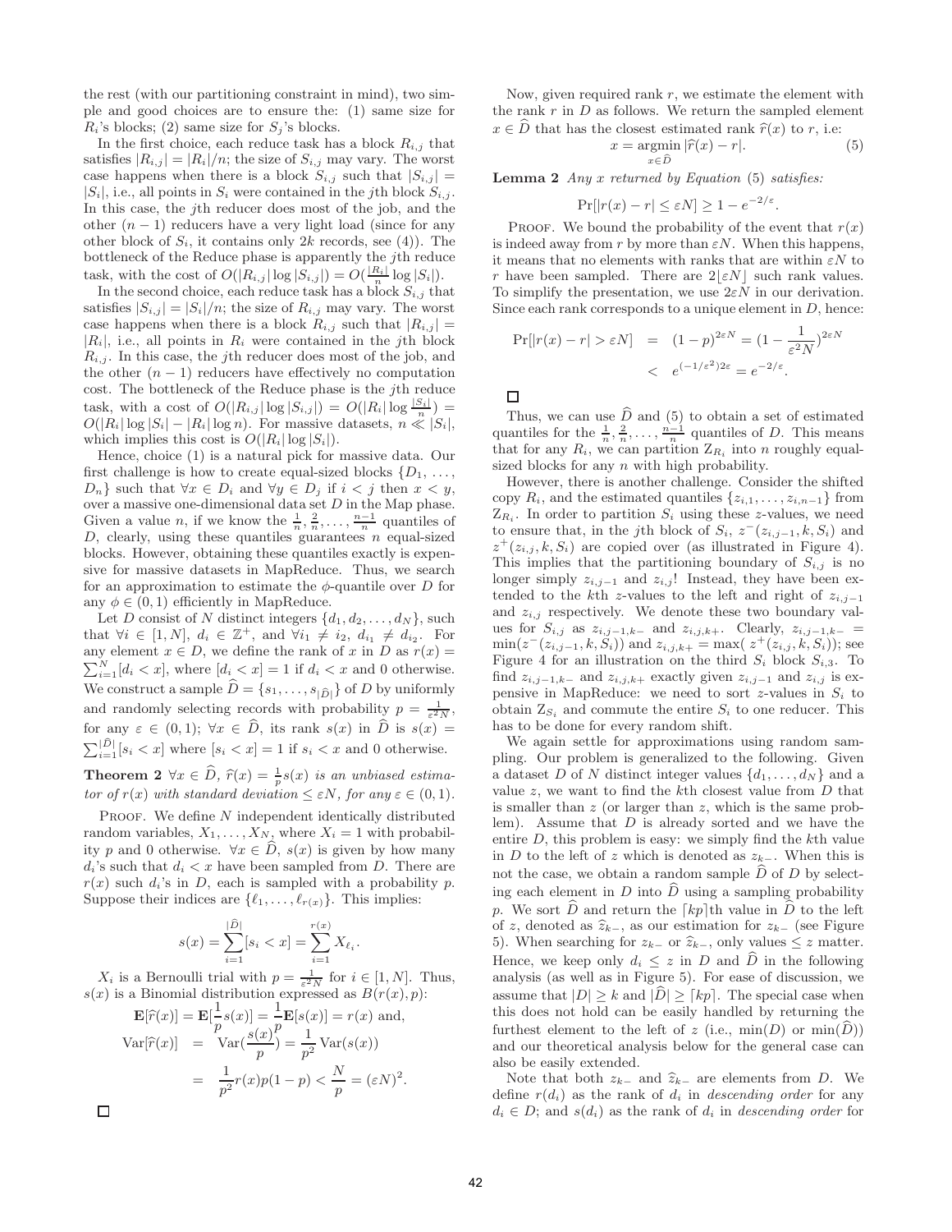the rest (with our partitioning constraint in mind), two simple and good choices are to ensure the: (1) same size for $R_i$'s blocks; (2) same size for $S_j$'s blocks.

In the first choice, each reduce task has a block $R_{i,j}$ that satisfies $|R_{i,j}| = |R_i|/n$; the size of $S_{i,j}$ may vary. The worst case happens when there is a block $S_{i,j}$ such that $|S_{i,j}| = |S_i|$, i.e., all points in $S_i$ were contained in the $j$th block $S_{i,j}$. In this case, the $j$th reducer does most of the job, and the other $(n-1)$ reducers have a very light load (since for any other block of $S_i$, it contains only $2k$ records, see (4)). The bottleneck of the Reduce phase is apparently the $j$th reduce task, with the cost of $O(|R_{i,j}| \log |S_{i,j}|) = O(\frac{|R_i|}{n} \log |S_i|)$.

In the second choice, each reduce task has a block $S_{i,j}$ that satisfies $|S_{i,j}| = |S_i|/n$; the size of $R_{i,j}$ may vary. The worst case happens when there is a block $R_{i,j}$ such that $|R_{i,j}| = |R_i|$, i.e., all points in $R_i$ were contained in the $j$th block $R_{i,j}$. In this case, the $j$th reducer does most of the job, and the other $(n-1)$ reducers have effectively no computation cost. The bottleneck of the Reduce phase is the $j$th reduce task, with a cost of $O(|R_{i,j}| \log |S_{i,j}|) = O(|R_i| \log \frac{|S_i|}{n}) = O(|R_i| \log |S_i| - |R_i| \log n)$. For massive datasets, $n \ll |S_i|$, which implies this cost is $O(|R_i| \log |S_i|)$.

Hence, choice (1) is a natural pick for massive data. Our first challenge is how to create equal-sized blocks $\{D_1, \ldots, D_n\}$ such that $\forall x \in D_i$ and $\forall y \in D_j$ if $i < j$ then $x < y$, over a massive one-dimensional data set $D$ in the Map phase. Given a value $n$, if we know the $\frac{1}{n}, \frac{2}{n}, \ldots, \frac{n-1}{n}$ quantiles of $D$, clearly, using these quantiles guarantees $n$ equal-sized blocks. However, obtaining these quantiles exactly is expensive for massive datasets in MapReduce. Thus, we search for an approximation to estimate the $\phi$-quantile over $D$ for any $\phi \in (0, 1)$ efficiently in MapReduce.

Let $D$ consist of $N$ distinct integers $\{d_1, d_2, \ldots, d_N\}$, such that $\forall i \in [1, N]$, $d_i \in \mathbb{Z}^+$, and $\forall i_1 \neq i_2$, $d_{i_1} \neq d_{i_2}$. For any element $x \in D$, we define the rank of $x$ in $D$ as $r(x) = \sum_{i=1}^{N} [d_i < x]$, where $[d_i < x] = 1$ if $d_i < x$ and 0 otherwise. We construct a sample $\widehat{D} = \{s_1, \ldots, s_{|\widehat{D}|}\}$ of $D$ by uniformly and randomly selecting records with probability $p = \frac{1}{\varepsilon^2 N}$, for any $\varepsilon \in (0, 1)$; $\forall x \in \widehat{D}$, its rank $s(x)$ in $\widehat{D}$ is $s(x) = \sum_{i=1}^{|\widehat{D}|} [s_i < x]$ where $[s_i < x] = 1$ if $s_i < x$ and 0 otherwise.

**Theorem 2** *$\forall x \in \widehat{D}$, $\widehat{r}(x) = \frac{1}{p} s(x)$ is an unbiased estimator of $r(x)$ with standard deviation $\leq \varepsilon N$, for any $\varepsilon \in (0, 1)$.*

Proof. We define $N$ independent identically distributed random variables, $X_1, \ldots, X_N$, where $X_i = 1$ with probability $p$ and 0 otherwise. $\forall x \in \widehat{D}$, $s(x)$ is given by how many $d_i$'s such that $d_i < x$ have been sampled from $D$. There are $r(x)$ such $d_i$'s in $D$, each is sampled with a probability $p$. Suppose their indices are $\{\ell_1, \ldots, \ell_{r(x)}\}$. This implies:

$$s(x) = \sum_{i=1}^{|\widehat{D}|} [s_i < x] = \sum_{i=1}^{r(x)} X_{\ell_i}.$$

$X_i$ is a Bernoulli trial with $p = \frac{1}{\varepsilon^2 N}$ for $i \in [1, N]$. Thus, $s(x)$ is a Binomial distribution expressed as $B(r(x), p)$:

$$\mathbf{E}[\widehat{r}(x)] = \mathbf{E}[\frac{1}{p} s(x)] = \frac{1}{p}\mathbf{E}[s(x)] = r(x) \text{ and,}$$

$$\begin{aligned}
\mathrm{Var}[\widehat{r}(x)] &= \mathrm{Var}(\frac{s(x)}{p}) = \frac{1}{p^2}\mathrm{Var}(s(x)) \\
&= \frac{1}{p^2} r(x) p (1-p) < \frac{N}{p} = (\varepsilon N)^2.
\end{aligned}$$

□

Now, given required rank $r$, we estimate the element with the rank $r$ in $D$ as follows. We return the sampled element $x \in \widehat{D}$ that has the closest estimated rank $\widehat{r}(x)$ to $r$, i.e:

$$x = \operatorname*{argmin}_{x \in \widehat{D}} |\widehat{r}(x) - r|. \tag{5}$$

**Lemma 2** *Any $x$ returned by Equation (5) satisfies:*

$$\Pr[|r(x) - r| \leq \varepsilon N] \geq 1 - e^{-2/\varepsilon}.$$

Proof. We bound the probability of the event that $r(x)$ is indeed away from $r$ by more than $\varepsilon N$. When this happens, it means that no elements with ranks that are within $\varepsilon N$ to $r$ have been sampled. There are $2\lfloor \varepsilon N \rfloor$ such rank values. To simplify the presentation, we use $2\varepsilon N$ in our derivation. Since each rank corresponds to a unique element in $D$, hence:

$$\begin{aligned}
\Pr[|r(x) - r| > \varepsilon N] &= (1-p)^{2\varepsilon N} = (1 - \frac{1}{\varepsilon^2 N})^{2\varepsilon N} \\
&< e^{(-1/\varepsilon^2)2\varepsilon} = e^{-2/\varepsilon}.
\end{aligned}$$

□

Thus, we can use $\widehat{D}$ and (5) to obtain a set of estimated quantiles for the $\frac{1}{n}, \frac{2}{n}, \ldots, \frac{n-1}{n}$ quantiles of $D$. This means that for any $R_i$, we can partition $\mathrm{Z}_{R_i}$ into $n$ roughly equal-sized blocks for any $n$ with high probability.

However, there is another challenge. Consider the shifted copy $R_i$, and the estimated quantiles $\{z_{i,1}, \ldots, z_{i,n-1}\}$ from $\mathrm{Z}_{R_i}$. In order to partition $S_i$ using these $z$-values, we need to ensure that, in the $j$th block of $S_i$, $z^-(z_{i,j-1}, k, S_i)$ and $z^+(z_{i,j}, k, S_i)$ are copied over (as illustrated in Figure 4). This implies that the partitioning boundary of $S_{i,j}$ is no longer simply $z_{i,j-1}$ and $z_{i,j}$! Instead, they have been extended to the $k$th $z$-values to the left and right of $z_{i,j-1}$ and $z_{i,j}$ respectively. We denote these two boundary values for $S_{i,j}$ as $z_{i,j-1,k-}$ and $z_{i,j,k+}$. Clearly, $z_{i,j-1,k-} = \min(z^-(z_{i,j-1}, k, S_i))$ and $z_{i,j,k+} = \max(z^+(z_{i,j}, k, S_i))$; see Figure 4 for an illustration on the third $S_i$ block $S_{i,3}$. To find $z_{i,j-1,k-}$ and $z_{i,j,k+}$ exactly given $z_{i,j-1}$ and $z_{i,j}$ is expensive in MapReduce: we need to sort $z$-values in $S_i$ to obtain $\mathrm{Z}_{S_i}$ and commute the entire $S_i$ to one reducer. This has to be done for every random shift.

We again settle for approximations using random sampling. Our problem is generalized to the following. Given a dataset $D$ of $N$ distinct integer values $\{d_1, \ldots, d_N\}$ and a value $z$, we want to find the $k$th closest value from $D$ that is smaller than $z$ (or larger than $z$, which is the same problem). Assume that $D$ is already sorted and we have the entire $D$, this problem is easy: we simply find the $k$th value in $D$ to the left of $z$ which is denoted as $z_{k-}$. When this is not the case, we obtain a random sample $\widehat{D}$ of $D$ by selecting each element in $D$ into $\widehat{D}$ using a sampling probability $p$. We sort $\widehat{D}$ and return the $\lceil kp \rceil$th value in $\widehat{D}$ to the left of $z$, denoted as $\widehat{z}_{k-}$, as our estimation for $z_{k-}$ (see Figure 5). When searching for $z_{k-}$ or $\widehat{z}_{k-}$, only values $\leq z$ matter. Hence, we keep only $d_i \leq z$ in $D$ and $\widehat{D}$ in the following analysis (as well as in Figure 5). For ease of discussion, we assume that $|D| \geq k$ and $|\widehat{D}| \geq \lceil kp \rceil$. The special case when this does not hold can be easily handled by returning the furthest element to the left of $z$ (i.e., $\min(D)$ or $\min(\widehat{D})$) and our theoretical analysis below for the general case can also be easily extended.

Note that both $z_{k-}$ and $\widehat{z}_{k-}$ are elements from $D$. We define $r(d_i)$ as the rank of $d_i$ in *descending order* for any $d_i \in D$; and $s(d_i)$ as the rank of $d_i$ in *descending order* for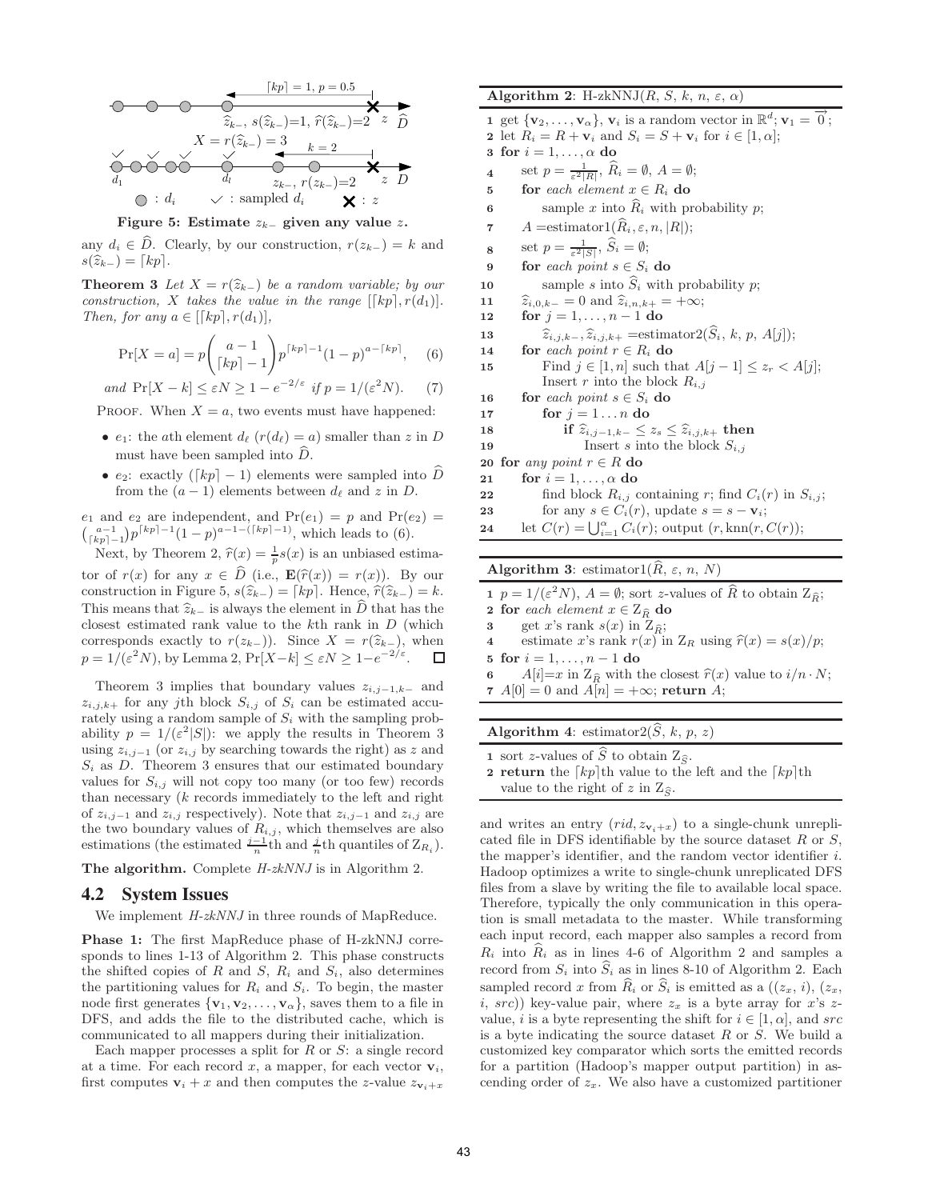Figure 5: Estimate $z_{k-}$ given any value $z$.

any $d_i \in \widehat{D}$. Clearly, by our construction, $r(z_{k-}) = k$ and $s(\widehat{z}_{k-}) = \lceil kp \rceil$.

**Theorem 3** *Let $X = r(\widehat{z}_{k-})$ be a random variable; by our construction, $X$ takes the value in the range $[\lceil kp \rceil, r(d_1)]$. Then, for any $a \in [\lceil kp \rceil, r(d_1)]$,*

$$\Pr[X = a] = p \binom{a-1}{\lceil kp \rceil - 1} p^{\lceil kp \rceil - 1}(1-p)^{a - \lceil kp \rceil}, \quad (6)$$

*and* $\Pr[X - k] \leq \varepsilon N \geq 1 - e^{-2/\varepsilon}$ *if* $p = 1/(\varepsilon^2 N)$. (7)

Proof. When $X = a$, two events must have happened:

- $e_1$: the $a$th element $d_\ell$ ($r(d_\ell) = a$) smaller than $z$ in $D$ must have been sampled into $\widehat{D}$.
- $e_2$: exactly $(\lceil kp \rceil - 1)$ elements were sampled into $\widehat{D}$ from the $(a-1)$ elements between $d_\ell$ and $z$ in $D$.

$e_1$ and $e_2$ are independent, and $\Pr(e_1) = p$ and $\Pr(e_2) = \binom{a-1}{\lceil kp \rceil - 1} p^{\lceil kp \rceil - 1}(1-p)^{a-1-(\lceil kp \rceil - 1)}$, which leads to (6).

Next, by Theorem 2, $\widehat{r}(x) = \frac{1}{p}s(x)$ is an unbiased estimator of $r(x)$ for any $x \in \widehat{D}$ (i.e., $\mathbf{E}(\widehat{r}(x)) = r(x)$). By our construction in Figure 5, $s(\widehat{z}_{k-}) = \lceil kp \rceil$. Hence, $\widehat{r}(\widehat{z}_{k-}) = k$. This means that $\widehat{z}_{k-}$ is always the element in $\widehat{D}$ that has the closest estimated rank value to the $k$th rank in $D$ (which corresponds exactly to $r(z_{k-})$). Since $X = r(\widehat{z}_{k-})$, when $p = 1/(\varepsilon^2 N)$, by Lemma 2, $\Pr[X - k] \leq \varepsilon N \geq 1 - e^{-2/\varepsilon}$. $\square$

Theorem 3 implies that boundary values $z_{i,j-1,k-}$ and $z_{i,j,k+}$ for any $j$th block $S_{i,j}$ of $S_i$ can be estimated accurately using a random sample of $S_i$ with the sampling probability $p = 1/(\varepsilon^2|S|)$: we apply the results in Theorem 3 using $z_{i,j-1}$ (or $z_{i,j}$ by searching towards the right) as $z$ and $S_i$ as $D$. Theorem 3 ensures that our estimated boundary values for $S_{i,j}$ will not copy too many (or too few) records than necessary ($k$ records immediately to the left and right of $z_{i,j-1}$ and $z_{i,j}$ respectively). Note that $z_{i,j-1}$ and $z_{i,j}$ are the two boundary values of $R_{i,j}$, which themselves are also estimations (the estimated $\frac{j-1}{n}$th and $\frac{j}{n}$th quantiles of $\mathrm{Z}_{R_i}$).

**The algorithm.** Complete *H-zkNNJ* is in Algorithm 2.

## 4.2 System Issues

We implement *H-zkNNJ* in three rounds of MapReduce.

**Phase 1:** The first MapReduce phase of H-zkNNJ corresponds to lines 1-13 of Algorithm 2. This phase constructs the shifted copies of $R$ and $S$, $R_i$ and $S_i$, also determines the partitioning values for $R_i$ and $S_i$. To begin, the master node first generates $\{\mathbf{v}_1, \mathbf{v}_2, \ldots, \mathbf{v}_\alpha\}$, saves them to a file in DFS, and adds the file to the distributed cache, which is communicated to all mappers during their initialization.

Each mapper processes a split for $R$ or $S$: a single record at a time. For each record $x$, a mapper, for each vector $\mathbf{v}_i$, first computes $\mathbf{v}_i + x$ and then computes the $z$-value $z_{\mathbf{v}_i+x}$

**Algorithm 2**: H-zkNNJ($R$, $S$, $k$, $n$, $\varepsilon$, $\alpha$)

```
1  get {v_2, ..., v_α}, v_i is a random vector in R^d; v_1 = 0⃗;
2  let R_i = R + v_i and S_i = S + v_i for i ∈ [1, α];
3  for i = 1, ..., α do
4      set p = 1/(ε²|R|), R̂_i = ∅, A = ∅;
5      for each element x ∈ R_i do
6          sample x into R̂_i with probability p;
7      A = estimator1(R̂_i, ε, n, |R|);
8      set p = 1/(ε²|S|), Ŝ_i = ∅;
9      for each point s ∈ S_i do
10         sample s into Ŝ_i with probability p;
11     ẑ_{i,0,k-} = 0 and ẑ_{i,n,k+} = +∞;
12     for j = 1, ..., n-1 do
13         ẑ_{i,j,k-}, ẑ_{i,j,k+} = estimator2(Ŝ_i, k, p, A[j]);
14     for each point r ∈ R_i do
15         Find j ∈ [1, n] such that A[j-1] ≤ z_r < A[j];
           Insert r into the block R_{i,j}
16     for each point s ∈ S_i do
17         for j = 1 ... n do
18             if ẑ_{i,j-1,k-} ≤ z_s ≤ ẑ_{i,j,k+} then
19                 Insert s into the block S_{i,j}
20 for any point r ∈ R do
21     for i = 1, ..., α do
22         find block R_{i,j} containing r; find C_i(r) in S_{i,j};
23         for any s ∈ C_i(r), update s = s - v_i;
24     let C(r) = ⋃_{i=1}^{α} C_i(r); output (r, knn(r, C(r)));
```

**Algorithm 3**: estimator1($\widehat{R}$, $\varepsilon$, $n$, $N$)

```
1  p = 1/(ε²N), A = ∅; sort z-values of R̂ to obtain Z_R̂;
2  for each element x ∈ Z_R̂ do
3      get x's rank s(x) in Z_R̂;
4      estimate x's rank r(x) in Z_R using r̂(x) = s(x)/p;
5  for i = 1, ..., n-1 do
6      A[i]=x in Z_R̂ with the closest r̂(x) value to i/n · N;
7  A[0] = 0 and A[n] = +∞; return A;
```

**Algorithm 4**: estimator2($\widehat{S}$, $k$, $p$, $z$)

```
1  sort z-values of Ŝ to obtain Z_Ŝ.
2  return the ⌈kp⌉th value to the left and the ⌈kp⌉th
   value to the right of z in Z_Ŝ.
```

and writes an entry ($rid, z_{\mathbf{v}_i+x}$) to a single-chunk unreplicated file in DFS identifiable by the source dataset $R$ or $S$, the mapper's identifier, and the random vector identifier $i$. Hadoop optimizes a write to single-chunk unreplicated DFS files from a slave by writing the file to available local space. Therefore, typically the only communication in this operation is small metadata to the master. While transforming each input record, each mapper also samples a record from $R_i$ into $\widehat{R}_i$ as in lines 4-6 of Algorithm 2 and samples a record from $S_i$ into $\widehat{S}_i$ as in lines 8-10 of Algorithm 2. Each sampled record $x$ from $\widehat{R}_i$ or $\widehat{S}_i$ is emitted as a (($z_x$, $i$), ($z_x$, $i$, $src$)) key-value pair, where $z_x$ is a byte array for $x$'s $z$-value, $i$ is a byte representing the shift for $i \in [1, \alpha]$, and $src$ is a byte indicating the source dataset $R$ or $S$. We build a customized key comparator which sorts the emitted records for a partition (Hadoop's mapper output partition) in ascending order of $z_x$. We also have a customized partitioner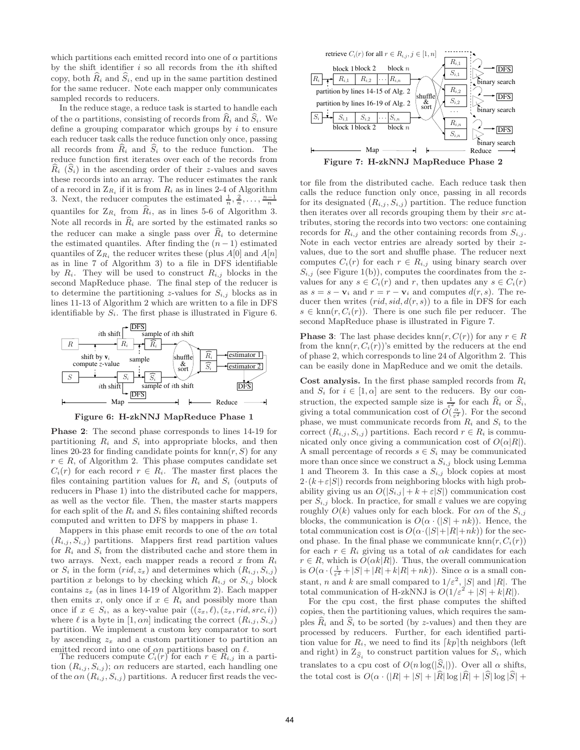which partitions each emitted record into one of $\alpha$ partitions by the shift identifier $i$ so all records from the $i$th shifted copy, both $\widehat{R}_i$ and $\widehat{S}_i$, end up in the same partition destined for the same reducer. Note each mapper only communicates sampled records to reducers.

In the reduce stage, a reduce task is started to handle each of the $\alpha$ partitions, consisting of records from $\widehat{R}_i$ and $\widehat{S}_i$. We define a grouping comparator which groups by $i$ to ensure each reducer task calls the reduce function only once, passing all records from $\widehat{R}_i$ and $\widehat{S}_i$ to the reduce function. The reduce function first iterates over each of the records from $\widehat{R}_i$ ($\widehat{S}_i$) in the ascending order of their $z$-values and saves these records into an array. The reducer estimates the rank of a record in $Z_{R_i}$ if it is from $R_i$ as in lines 2-4 of Algorithm 3. Next, the reducer computes the estimated $\frac{1}{n}, \frac{2}{n}, \ldots, \frac{n-1}{n}$ quantiles for $Z_{R_i}$ from $\widehat{R}_i$, as in lines 5-6 of Algorithm 3. Note all records in $\widehat{R}_i$ are sorted by the estimated ranks so the reducer can make a single pass over $\widehat{R}_i$ to determine the estimated quantiles. After finding the $(n-1)$ estimated quantiles of $Z_{R_i}$ the reducer writes these (plus $A[0]$ and $A[n]$ as in line 7 of Algorithm 3) to a file in DFS identifiable by $R_i$. They will be used to construct $R_{i,j}$ blocks in the second MapReduce phase. The final step of the reducer is to determine the partitioning $z$-values for $S_{i,j}$ blocks as in lines 11-13 of Algorithm 2 which are written to a file in DFS identifiable by $S_i$. The first phase is illustrated in Figure 6.

Figure 6: H-zkNNJ MapReduce Phase 1

**Phase 2**: The second phase corresponds to lines 14-19 for partitioning $R_i$ and $S_i$ into appropriate blocks, and then lines 20-23 for finding candidate points for $\text{knn}(r, S)$ for any $r \in R$, of Algorithm 2. This phase computes candidate set $C_i(r)$ for each record $r \in R_i$. The master first places the files containing partition values for $R_i$ and $S_i$ (outputs of reducers in Phase 1) into the distributed cache for mappers, as well as the vector file. Then, the master starts mappers for each split of the $R_i$ and $S_i$ files containing shifted records computed and written to DFS by mappers in phase 1.

Mappers in this phase emit records to one of the $\alpha n$ total $(R_{i,j}, S_{i,j})$ partitions. Mappers first read partition values for $R_i$ and $S_i$ from the distributed cache and store them in two arrays. Next, each mapper reads a record $x$ from $R_i$ or $S_i$ in the form $(rid, z_x)$ and determines which $(R_{i,j}, S_{i,j})$ partition $x$ belongs to by checking which $R_{i,j}$ or $S_{i,j}$ block contains $z_x$ (as in lines 14-19 of Algorithm 2). Each mapper then emits $x$, only once if $x \in R_i$ and possibly more than once if $x \in S_i$, as a key-value pair $((z_x, \ell), (z_x, rid, src, i))$ where $\ell$ is a byte in $[1, \alpha n]$ indicating the correct $(R_{i,j}, S_{i,j})$ partition. We implement a custom key comparator to sort by ascending $z_x$ and a custom partitioner to partition an emitted record into one of $\alpha n$ partitions based on $\ell$.

The reducers compute $C_i(r)$ for each $r \in R_{i,j}$ in a partition $(R_{i,j}, S_{i,j})$; $\alpha n$ reducers are started, each handling one of the $\alpha n$ $(R_{i,j}, S_{i,j})$ partitions. A reducer first reads the vector file from the distributed cache. Each reduce task then calls the reduce function only once, passing in all records for its designated $(R_{i,j}, S_{i,j})$ partition. The reduce function then iterates over all records grouping them by their $src$ attributes, storing the records into two vectors: one containing records for $R_{i,j}$ and the other containing records from $S_{i,j}$. Note in each vector entries are already sorted by their $z$-values, due to the sort and shuffle phase. The reducer next computes $C_i(r)$ for each $r \in R_{i,j}$ using binary search over $S_{i,j}$ (see Figure 1(b)), computes the coordinates from the $z$-values for any $s \in C_i(r)$ and $r$, then updates any $s \in C_i(r)$ as $s = s - \mathbf{v}_i$ and $r = r - \mathbf{v}_i$ and computes $d(r, s)$. The reducer then writes $(rid, sid, d(r, s))$ to a file in DFS for each $s \in \text{knn}(r, C_i(r))$. There is one such file per reducer. The second MapReduce phase is illustrated in Figure 7.

Figure 7: H-zkNNJ MapReduce Phase 2

**Phase 3**: The last phase decides $\text{knn}(r, C(r))$ for any $r \in R$ from the $\text{knn}(r, C_i(r))$'s emitted by the reducers at the end of phase 2, which corresponds to line 24 of Algorithm 2. This can be easily done in MapReduce and we omit the details.

**Cost analysis.** In the first phase sampled records from $R_i$ and $S_i$ for $i \in [1, \alpha]$ are sent to the reducers. By our construction, the expected sample size is $\frac{1}{\varepsilon^2}$ for each $\widehat{R}_i$ or $\widehat{S}_i$, giving a total communication cost of $O(\frac{\alpha}{\varepsilon^2})$. For the second phase, we must communicate records from $R_i$ and $S_i$ to the correct $(R_{i,j}, S_{i,j})$ partitions. Each record $r \in R_i$ is communicated only once giving a communication cost of $O(\alpha |R|)$. A small percentage of records $s \in S_i$ may be communicated more than once since we construct a $S_{i,j}$ block using Lemma 1 and Theorem 3. In this case a $S_{i,j}$ block copies at most $2 \cdot (k + \varepsilon |S|)$ records from neighboring blocks with high probability giving us an $O(|S_{i,j}| + k + \varepsilon |S|)$ communication cost per $S_{i,j}$ block. In practice, for small $\varepsilon$ values we are copying roughly $O(k)$ values only for each block. For $\alpha n$ of the $S_{i,j}$ blocks, the communication is $O(\alpha \cdot (|S| + nk))$. Hence, the total communication cost is $O(\alpha \cdot (|S| + |R| + nk))$ for the second phase. In the final phase we communicate $\text{knn}(r, C_i(r))$ for each $r \in R_i$ giving us a total of $\alpha k$ candidates for each $r \in R$, which is $O(\alpha k |R|)$. Thus, the overall communication is $O(\alpha \cdot (\frac{1}{\varepsilon^2} + |S| + |R| + k|R| + nk))$. Since $\alpha$ is a small constant, $n$ and $k$ are small compared to $1/\varepsilon^2$, $|S|$ and $|R|$. The total communication of H-zkNNJ is $O(1/\varepsilon^2 + |S| + k|R|)$.

For the cpu cost, the first phase computes the shifted copies, then the partitioning values, which requires the samples $\widehat{R}_i$ and $\widehat{S}_i$ to be sorted (by $z$-values) and then they are processed by reducers. Further, for each identified partition value for $R_i$, we need to find its $\lceil kp \rceil$th neighbors (left and right) in $Z_{\widehat{S}_i}$ to construct partition values for $S_i$, which translates to a cpu cost of $O(n \log(|\widehat{S}_i|))$. Over all $\alpha$ shifts, the total cost is $O(\alpha \cdot (|R| + |S| + |\widehat{R}| \log |\widehat{R}| + |\widehat{S}| \log |\widehat{S}| +$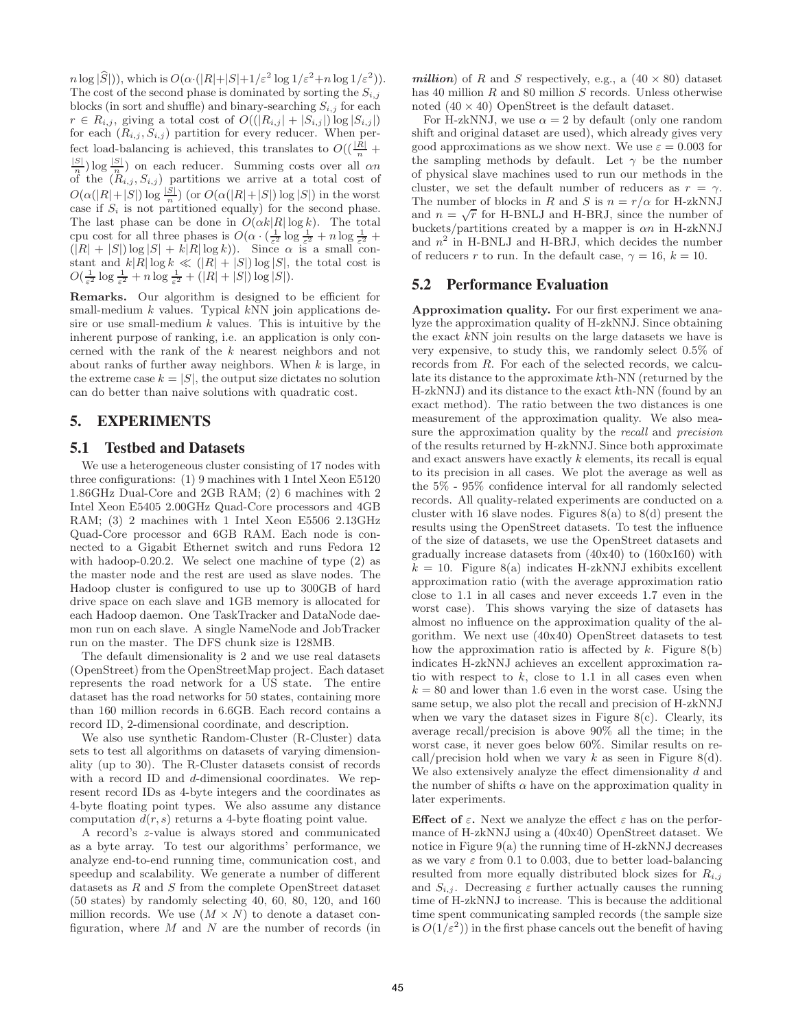$n \log |\widehat{S}|)$), which is $O(\alpha \cdot (|R|+|S|+1/\varepsilon^2 \log 1/\varepsilon^2 + n \log 1/\varepsilon^2))$. The cost of the second phase is dominated by sorting the $S_{i,j}$ blocks (in sort and shuffle) and binary-searching $S_{i,j}$ for each $r \in R_{i,j}$, giving a total cost of $O((|R_{i,j}| + |S_{i,j}|) \log |S_{i,j}|)$ for each $(R_{i,j}, S_{i,j})$ partition for every reducer. When perfect load-balancing is achieved, this translates to $O((\frac{|R|}{n} + \frac{|S|}{n}) \log \frac{|S|}{n})$ on each reducer. Summing costs over all $\alpha n$ of the $(R_{i,j}, S_{i,j})$ partitions we arrive at a total cost of $O(\alpha(|R|+|S|) \log \frac{|S|}{n})$ (or $O(\alpha(|R|+|S|) \log |S|)$ in the worst case if $S_i$ is not partitioned equally) for the second phase. The last phase can be done in $O(\alpha k |R| \log k)$. The total cpu cost for all three phases is $O(\alpha \cdot (\frac{1}{\varepsilon^2} \log \frac{1}{\varepsilon^2} + n \log \frac{1}{\varepsilon^2} + (|R| + |S|) \log |S| + k|R| \log k))$. Since $\alpha$ is a small constant and $k|R| \log k \ll (|R| + |S|) \log |S|$, the total cost is $O(\frac{1}{\varepsilon^2} \log \frac{1}{\varepsilon^2} + n \log \frac{1}{\varepsilon^2} + (|R| + |S|) \log |S|)$.

**Remarks.** Our algorithm is designed to be efficient for small-medium $k$ values. Typical $k$NN join applications desire or use small-medium $k$ values. This is intuitive by the inherent purpose of ranking, i.e. an application is only concerned with the rank of the $k$ nearest neighbors and not about ranks of further away neighbors. When $k$ is large, in the extreme case $k = |S|$, the output size dictates no solution can do better than naive solutions with quadratic cost.

## 5. EXPERIMENTS

### 5.1 Testbed and Datasets

We use a heterogeneous cluster consisting of 17 nodes with three configurations: (1) 9 machines with 1 Intel Xeon E5120 1.86GHz Dual-Core and 2GB RAM; (2) 6 machines with 2 Intel Xeon E5405 2.00GHz Quad-Core processors and 4GB RAM; (3) 2 machines with 1 Intel Xeon E5506 2.13GHz Quad-Core processor and 6GB RAM. Each node is connected to a Gigabit Ethernet switch and runs Fedora 12 with hadoop-0.20.2. We select one machine of type (2) as the master node and the rest are used as slave nodes. The Hadoop cluster is configured to use up to 300GB of hard drive space on each slave and 1GB memory is allocated for each Hadoop daemon. One TaskTracker and DataNode daemon run on each slave. A single NameNode and JobTracker run on the master. The DFS chunk size is 128MB.

The default dimensionality is 2 and we use real datasets (OpenStreet) from the OpenStreetMap project. Each dataset represents the road network for a US state. The entire dataset has the road networks for 50 states, containing more than 160 million records in 6.6GB. Each record contains a record ID, 2-dimensional coordinate, and description.

We also use synthetic Random-Cluster (R-Cluster) data sets to test all algorithms on datasets of varying dimensionality (up to 30). The R-Cluster datasets consist of records with a record ID and $d$-dimensional coordinates. We represent record IDs as 4-byte integers and the coordinates as 4-byte floating point types. We also assume any distance computation $d(r, s)$ returns a 4-byte floating point value.

A record's $z$-value is always stored and communicated as a byte array. To test our algorithms' performance, we analyze end-to-end running time, communication cost, and speedup and scalability. We generate a number of different datasets as $R$ and $S$ from the complete OpenStreet dataset (50 states) by randomly selecting 40, 60, 80, 120, and 160 million records. We use $(M \times N)$ to denote a dataset configuration, where $M$ and $N$ are the number of records (in ***million***) of $R$ and $S$ respectively, e.g., a $(40 \times 80)$ dataset has 40 million $R$ and 80 million $S$ records. Unless otherwise noted $(40 \times 40)$ OpenStreet is the default dataset.

For H-zkNNJ, we use $\alpha = 2$ by default (only one random shift and original dataset are used), which already gives very good approximations as we show next. We use $\varepsilon = 0.003$ for the sampling methods by default. Let $\gamma$ be the number of physical slave machines used to run our methods in the cluster, we set the default number of reducers as $r = \gamma$. The number of blocks in $R$ and $S$ is $n = r/\alpha$ for H-zkNNJ and $n = \sqrt{r}$ for H-BNLJ and H-BRJ, since the number of buckets/partitions created by a mapper is $\alpha n$ in H-zkNNJ and $n^2$ in H-BNLJ and H-BRJ, which decides the number of reducers $r$ to run. In the default case, $\gamma = 16$, $k = 10$.

### 5.2 Performance Evaluation

**Approximation quality.** For our first experiment we analyze the approximation quality of H-zkNNJ. Since obtaining the exact $k$NN join results on the large datasets we have is very expensive, to study this, we randomly select 0.5% of records from $R$. For each of the selected records, we calculate its distance to the approximate $k$th-NN (returned by the H-zkNNJ) and its distance to the exact $k$th-NN (found by an exact method). The ratio between the two distances is one measurement of the approximation quality. We also measure the approximation quality by the *recall* and *precision* of the results returned by H-zkNNJ. Since both approximate and exact answers have exactly $k$ elements, its recall is equal to its precision in all cases. We plot the average as well as the 5% - 95% confidence interval for all randomly selected records. All quality-related experiments are conducted on a cluster with 16 slave nodes. Figures 8(a) to 8(d) present the results using the OpenStreet datasets. To test the influence of the size of datasets, we use the OpenStreet datasets and gradually increase datasets from (40x40) to (160x160) with $k = 10$. Figure 8(a) indicates H-zkNNJ exhibits excellent approximation ratio (with the average approximation ratio close to 1.1 in all cases and never exceeds 1.7 even in the worst case). This shows varying the size of datasets has almost no influence on the approximation quality of the algorithm. We next use (40x40) OpenStreet datasets to test how the approximation ratio is affected by $k$. Figure 8(b) indicates H-zkNNJ achieves an excellent approximation ratio with respect to $k$, close to 1.1 in all cases even when $k = 80$ and lower than 1.6 even in the worst case. Using the same setup, we also plot the recall and precision of H-zkNNJ when we vary the dataset sizes in Figure 8(c). Clearly, its average recall/precision is above 90% all the time; in the worst case, it never goes below 60%. Similar results on recall/precision hold when we vary $k$ as seen in Figure 8(d). We also extensively analyze the effect dimensionality $d$ and the number of shifts $\alpha$ have on the approximation quality in later experiments.

**Effect of $\varepsilon$.** Next we analyze the effect $\varepsilon$ has on the performance of H-zkNNJ using a (40x40) OpenStreet dataset. We notice in Figure 9(a) the running time of H-zkNNJ decreases as we vary $\varepsilon$ from 0.1 to 0.003, due to better load-balancing resulted from more equally distributed block sizes for $R_{i,j}$ and $S_{i,j}$. Decreasing $\varepsilon$ further actually causes the running time of H-zkNNJ to increase. This is because the additional time spent communicating sampled records (the sample size is $O(1/\varepsilon^2)$) in the first phase cancels out the benefit of having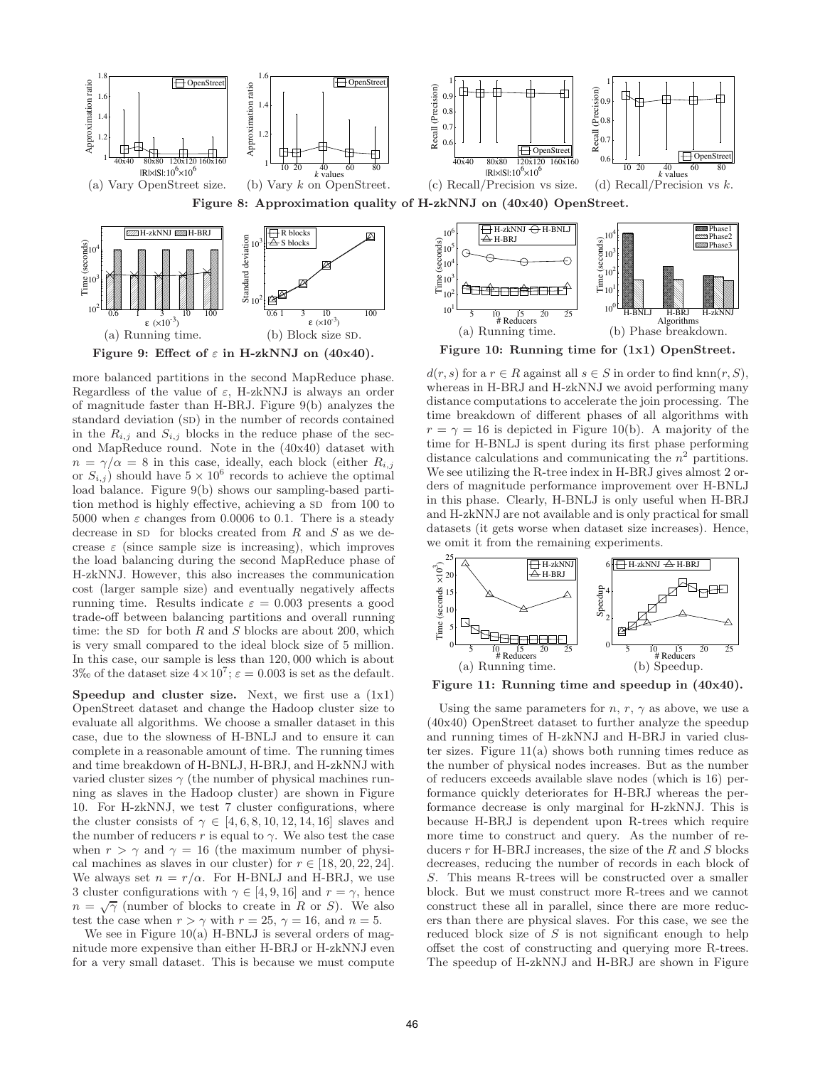(a) Vary OpenStreet size. (b) Vary $k$ on OpenStreet. (c) Recall/Precision vs size. (d) Recall/Precision vs $k$.

**Figure 8: Approximation quality of H-zkNNJ on (40x40) OpenStreet.**

(a) Running time. (b) Block size SD.

**Figure 9: Effect of $\varepsilon$ in H-zkNNJ on (40x40).**

(a) Running time. (b) Phase breakdown.

**Figure 10: Running time for (1x1) OpenStreet.**

more balanced partitions in the second MapReduce phase. Regardless of the value of $\varepsilon$, H-zkNNJ is always an order of magnitude faster than H-BRJ. Figure 9(b) analyzes the standard deviation (SD) in the number of records contained in the $R_{i,j}$ and $S_{i,j}$ blocks in the reduce phase of the second MapReduce round. Note in the (40x40) dataset with $n = \gamma/\alpha = 8$ in this case, ideally, each block (either $R_{i,j}$ or $S_{i,j}$) should have $5 \times 10^6$ records to achieve the optimal load balance. Figure 9(b) shows our sampling-based partition method is highly effective, achieving a SD from 100 to 5000 when $\varepsilon$ changes from 0.0006 to 0.1. There is a steady decrease in SD for blocks created from $R$ and $S$ as we decrease $\varepsilon$ (since sample size is increasing), which improves the load balancing during the second MapReduce phase of H-zkNNJ. However, this also increases the communication cost (larger sample size) and eventually negatively affects running time. Results indicate $\varepsilon = 0.003$ presents a good trade-off between balancing partitions and overall running time: the SD for both $R$ and $S$ blocks are about 200, which is very small compared to the ideal block size of 5 million. In this case, our sample is less than 120,000 which is about 3‰ of the dataset size $4 \times 10^7$; $\varepsilon = 0.003$ is set as the default.

**Speedup and cluster size.** Next, we first use a (1x1) OpenStreet dataset and change the Hadoop cluster size to evaluate all algorithms. We choose a smaller dataset in this case, due to the slowness of H-BNLJ and to ensure it can complete in a reasonable amount of time. The running times and time breakdown of H-BNLJ, H-BRJ, and H-zkNNJ with varied cluster sizes $\gamma$ (the number of physical machines running as slaves in the Hadoop cluster) are shown in Figure 10. For H-zkNNJ, we test 7 cluster configurations, where the cluster consists of $\gamma \in [4, 6, 8, 10, 12, 14, 16]$ slaves and the number of reducers $r$ is equal to $\gamma$. We also test the case when $r > \gamma$ and $\gamma = 16$ (the maximum number of physical machines as slaves in our cluster) for $r \in [18, 20, 22, 24]$. We always set $n = r/\alpha$. For H-BNLJ and H-BRJ, we use 3 cluster configurations with $\gamma \in [4, 9, 16]$ and $r = \gamma$, hence $n = \sqrt{\gamma}$ (number of blocks to create in $R$ or $S$). We also test the case when $r > \gamma$ with $r = 25$, $\gamma = 16$, and $n = 5$.

We see in Figure 10(a) H-BNLJ is several orders of magnitude more expensive than either H-BRJ or H-zkNNJ even for a very small dataset. This is because we must compute $d(r, s)$ for a $r \in R$ against all $s \in S$ in order to find $\text{knn}(r, S)$, whereas in H-BRJ and H-zkNNJ we avoid performing many distance computations to accelerate the join processing. The time breakdown of different phases of all algorithms with $r = \gamma = 16$ is depicted in Figure 10(b). A majority of the time for H-BNLJ is spent during its first phase performing distance calculations and communicating the $n^2$ partitions. We see utilizing the R-tree index in H-BRJ gives almost 2 orders of magnitude performance improvement over H-BNLJ in this phase. Clearly, H-BNLJ is only useful when H-BRJ and H-zkNNJ are not available and is only practical for small datasets (it gets worse when dataset size increases). Hence, we omit it from the remaining experiments.

(a) Running time. (b) Speedup.

**Figure 11: Running time and speedup in (40x40).**

Using the same parameters for $n$, $r$, $\gamma$ as above, we use a (40x40) OpenStreet dataset to further analyze the speedup and running times of H-zkNNJ and H-BRJ in varied cluster sizes. Figure 11(a) shows both running times reduce as the number of physical nodes increases. But as the number of reducers exceeds available slave nodes (which is 16) performance quickly deteriorates for H-BRJ whereas the performance decrease is only marginal for H-zkNNJ. This is because H-BRJ is dependent upon R-trees which require more time to construct and query. As the number of reducers $r$ for H-BRJ increases, the size of the $R$ and $S$ blocks decreases, reducing the number of records in each block of $S$. This means R-trees will be constructed over a smaller block. But we must construct more R-trees and we cannot construct these all in parallel, since there are more reducers than there are physical slaves. For this case, we see the reduced block size of $S$ is not significant enough to help offset the cost of constructing and querying more R-trees. The speedup of H-zkNNJ and H-BRJ are shown in Figure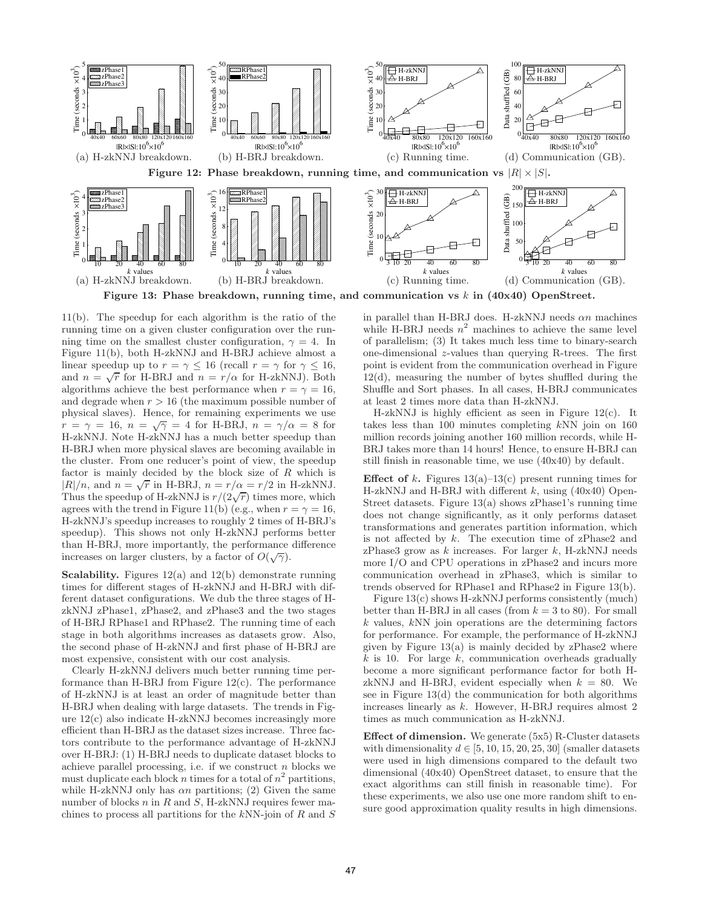(a) H-zkNNJ breakdown. (b) H-BRJ breakdown. (c) Running time. (d) Communication (GB).

**Figure 12: Phase breakdown, running time, and communication vs $|R| \times |S|$.**

(a) H-zkNNJ breakdown. (b) H-BRJ breakdown. (c) Running time. (d) Communication (GB).

**Figure 13: Phase breakdown, running time, and communication vs $k$ in (40x40) OpenStreet.**

11(b). The speedup for each algorithm is the ratio of the running time on a given cluster configuration over the running time on the smallest cluster configuration, $\gamma = 4$. In Figure 11(b), both H-zkNNJ and H-BRJ achieve almost a linear speedup up to $r = \gamma \leq 16$ (recall $r = \gamma$ for $\gamma \leq 16$, and $n = \sqrt{r}$ for H-BRJ and $n = r/\alpha$ for H-zkNNJ). Both algorithms achieve the best performance when $r = \gamma = 16$, and degrade when $r > 16$ (the maximum possible number of physical slaves). Hence, for remaining experiments we use $r = \gamma = 16$, $n = \sqrt{\gamma} = 4$ for H-BRJ, $n = \gamma/\alpha = 8$ for H-zkNNJ. Note H-zkNNJ has a much better speedup than H-BRJ when more physical slaves are becoming available in the cluster. From one reducer's point of view, the speedup factor is mainly decided by the block size of $R$ which is $|R|/n$, and $n = \sqrt{r}$ in H-BRJ, $n = r/\alpha = r/2$ in H-zkNNJ. Thus the speedup of H-zkNNJ is $r/(2\sqrt{r})$ times more, which agrees with the trend in Figure 11(b) (e.g., when $r = \gamma = 16$, H-zkNNJ's speedup increases to roughly 2 times of H-BRJ's speedup). This shows not only H-zkNNJ performs better than H-BRJ, more importantly, the performance difference increases on larger clusters, by a factor of $O(\sqrt{\gamma})$.

**Scalability.** Figures 12(a) and 12(b) demonstrate running times for different stages of H-zkNNJ and H-BRJ with different dataset configurations. We dub the three stages of H-zkNNJ zPhase1, zPhase2, and zPhase3 and the two stages of H-BRJ RPhase1 and RPhase2. The running time of each stage in both algorithms increases as datasets grow. Also, the second phase of H-zkNNJ and first phase of H-BRJ are most expensive, consistent with our cost analysis.

Clearly H-zkNNJ delivers much better running time performance than H-BRJ from Figure 12(c). The performance of H-zkNNJ is at least an order of magnitude better than H-BRJ when dealing with large datasets. The trends in Figure 12(c) also indicate H-zkNNJ becomes increasingly more efficient than H-BRJ as the dataset sizes increase. Three factors contribute to the performance advantage of H-zkNNJ over H-BRJ: (1) H-BRJ needs to duplicate dataset blocks to achieve parallel processing, i.e. if we construct $n$ blocks we must duplicate each block $n$ times for a total of $n^2$ partitions, while H-zkNNJ only has $\alpha n$ partitions; (2) Given the same number of blocks $n$ in $R$ and $S$, H-zkNNJ requires fewer machines to process all partitions for the $k$NN-join of $R$ and $S$ in parallel than H-BRJ does. H-zkNNJ needs $\alpha n$ machines while H-BRJ needs $n^2$ machines to achieve the same level of parallelism; (3) It takes much less time to binary-search one-dimensional $z$-values than querying R-trees. The first point is evident from the communication overhead in Figure 12(d), measuring the number of bytes shuffled during the Shuffle and Sort phases. In all cases, H-BRJ communicates at least 2 times more data than H-zkNNJ.

H-zkNNJ is highly efficient as seen in Figure 12(c). It takes less than 100 minutes completing $k$NN join on 160 million records joining another 160 million records, while H-BRJ takes more than 14 hours! Hence, to ensure H-BRJ can still finish in reasonable time, we use (40x40) by default.

**Effect of $k$.** Figures 13(a)–13(c) present running times for H-zkNNJ and H-BRJ with different $k$, using (40x40) OpenStreet datasets. Figure 13(a) shows zPhase1's running time does not change significantly, as it only performs dataset transformations and generates partition information, which is not affected by $k$. The execution time of zPhase2 and zPhase3 grow as $k$ increases. For larger $k$, H-zkNNJ needs more I/O and CPU operations in zPhase2 and incurs more communication overhead in zPhase3, which is similar to trends observed for RPhase1 and RPhase2 in Figure 13(b).

Figure 13(c) shows H-zkNNJ performs consistently (much) better than H-BRJ in all cases (from $k = 3$ to 80). For small $k$ values, $k$NN join operations are the determining factors for performance. For example, the performance of H-zkNNJ given by Figure 13(a) is mainly decided by zPhase2 where $k$ is 10. For large $k$, communication overheads gradually become a more significant performance factor for both H-zkNNJ and H-BRJ, evident especially when $k = 80$. We see in Figure 13(d) the communication for both algorithms increases linearly as $k$. However, H-BRJ requires almost 2 times as much communication as H-zkNNJ.

**Effect of dimension.** We generate (5x5) R-Cluster datasets with dimensionality $d \in [5, 10, 15, 20, 25, 30]$ (smaller datasets were used in high dimensions compared to the default two dimensional (40x40) OpenStreet dataset, to ensure that the exact algorithms can still finish in reasonable time). For these experiments, we also use one more random shift to ensure good approximation quality results in high dimensions.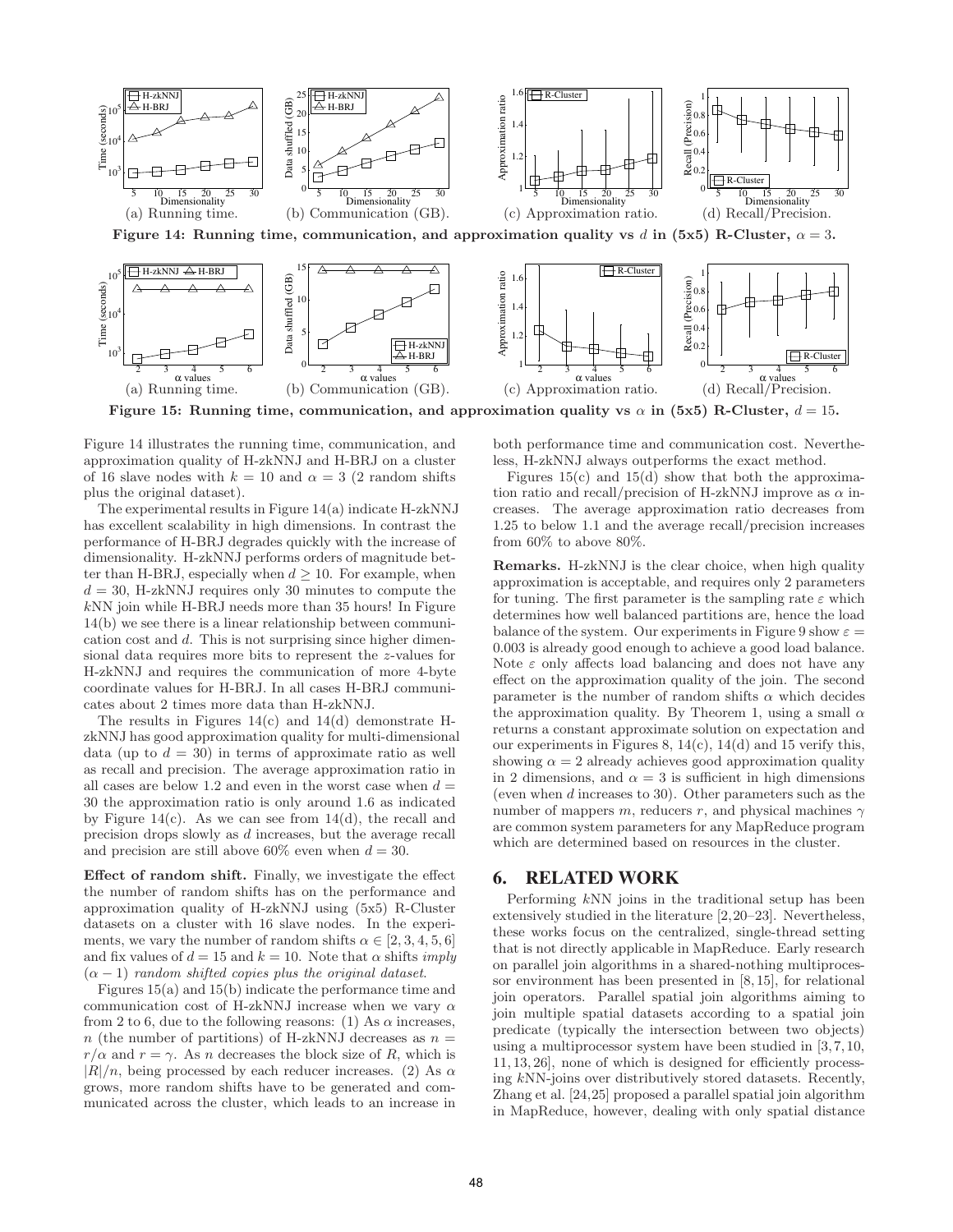(a) Running time. (b) Communication (GB). (c) Approximation ratio. (d) Recall/Precision.

**Figure 14: Running time, communication, and approximation quality vs $d$ in (5x5) R-Cluster, $\alpha = 3$.**

(a) Running time. (b) Communication (GB). (c) Approximation ratio. (d) Recall/Precision.

**Figure 15: Running time, communication, and approximation quality vs $\alpha$ in (5x5) R-Cluster, $d = 15$.**

Figure 14 illustrates the running time, communication, and approximation quality of H-zkNNJ and H-BRJ on a cluster of 16 slave nodes with $k = 10$ and $\alpha = 3$ (2 random shifts plus the original dataset).

The experimental results in Figure 14(a) indicate H-zkNNJ has excellent scalability in high dimensions. In contrast the performance of H-BRJ degrades quickly with the increase of dimensionality. H-zkNNJ performs orders of magnitude better than H-BRJ, especially when $d \geq 10$. For example, when $d = 30$, H-zkNNJ requires only 30 minutes to compute the $k$NN join while H-BRJ needs more than 35 hours! In Figure 14(b) we see there is a linear relationship between communication cost and $d$. This is not surprising since higher dimensional data requires more bits to represent the $z$-values for H-zkNNJ and requires the communication of more 4-byte coordinate values for H-BRJ. In all cases H-BRJ communicates about 2 times more data than H-zkNNJ.

The results in Figures 14(c) and 14(d) demonstrate H-zkNNJ has good approximation quality for multi-dimensional data (up to $d = 30$) in terms of approximate ratio as well as recall and precision. The average approximation ratio in all cases are below 1.2 and even in the worst case when $d = 30$ the approximation ratio is only around 1.6 as indicated by Figure 14(c). As we can see from 14(d), the recall and precision drops slowly as $d$ increases, but the average recall and precision are still above 60% even when $d = 30$.

**Effect of random shift.** Finally, we investigate the effect the number of random shifts has on the performance and approximation quality of H-zkNNJ using (5x5) R-Cluster datasets on a cluster with 16 slave nodes. In the experiments, we vary the number of random shifts $\alpha \in [2, 3, 4, 5, 6]$ and fix values of $d = 15$ and $k = 10$. Note that $\alpha$ shifts *imply* $(\alpha - 1)$ *random shifted copies plus the original dataset.*

Figures 15(a) and 15(b) indicate the performance time and communication cost of H-zkNNJ increase when we vary $\alpha$ from 2 to 6, due to the following reasons: (1) As $\alpha$ increases, $n$ (the number of partitions) of H-zkNNJ decreases as $n = r/\alpha$ and $r = \gamma$. As $n$ decreases the block size of $R$, which is $|R|/n$, being processed by each reducer increases. (2) As $\alpha$ grows, more random shifts have to be generated and communicated across the cluster, which leads to an increase in both performance time and communication cost. Nevertheless, H-zkNNJ always outperforms the exact method.

Figures 15(c) and 15(d) show that both the approximation ratio and recall/precision of H-zkNNJ improve as $\alpha$ increases. The average approximation ratio decreases from 1.25 to below 1.1 and the average recall/precision increases from 60% to above 80%.

**Remarks.** H-zkNNJ is the clear choice, when high quality approximation is acceptable, and requires only 2 parameters for tuning. The first parameter is the sampling rate $\varepsilon$ which determines how well balanced partitions are, hence the load balance of the system. Our experiments in Figure 9 show $\varepsilon = 0.003$ is already good enough to achieve a good load balance. Note $\varepsilon$ only affects load balancing and does not have any effect on the approximation quality of the join. The second parameter is the number of random shifts $\alpha$ which decides the approximation quality. By Theorem 1, using a small $\alpha$ returns a constant approximate solution on expectation and our experiments in Figures 8, 14(c), 14(d) and 15 verify this, showing $\alpha = 2$ already achieves good approximation quality in 2 dimensions, and $\alpha = 3$ is sufficient in high dimensions (even when $d$ increases to 30). Other parameters such as the number of mappers $m$, reducers $r$, and physical machines $\gamma$ are common system parameters for any MapReduce program which are determined based on resources in the cluster.

## 6. RELATED WORK

Performing $k$NN joins in the traditional setup has been extensively studied in the literature [2, 20–23]. Nevertheless, these works focus on the centralized, single-thread setting that is not directly applicable in MapReduce. Early research on parallel join algorithms in a shared-nothing multiprocessor environment has been presented in [8, 15], for relational join operators. Parallel spatial join algorithms aiming to join multiple spatial datasets according to a spatial join predicate (typically the intersection between two objects) using a multiprocessor system have been studied in [3, 7, 10, 11, 13, 26], none of which is designed for efficiently processing $k$NN-joins over distributively stored datasets. Recently, Zhang et al. [24, 25] proposed a parallel spatial join algorithm in MapReduce, however, dealing with only spatial distance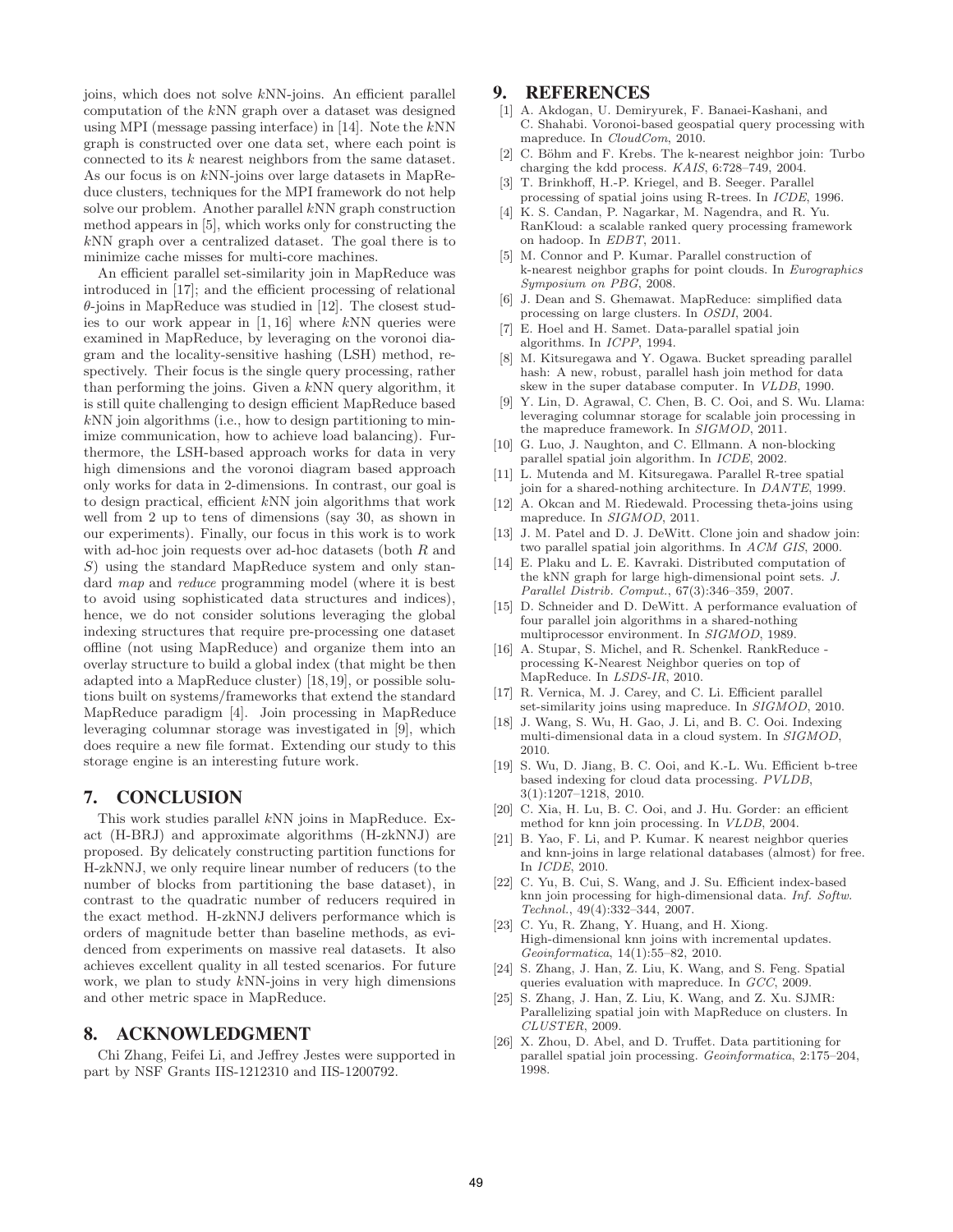joins, which does not solve $k$NN-joins. An efficient parallel computation of the $k$NN graph over a dataset was designed using MPI (message passing interface) in [14]. Note the $k$NN graph is constructed over one data set, where each point is connected to its $k$ nearest neighbors from the same dataset. As our focus is on $k$NN-joins over large datasets in MapReduce clusters, techniques for the MPI framework do not help solve our problem. Another parallel $k$NN graph construction method appears in [5], which works only for constructing the $k$NN graph over a centralized dataset. The goal there is to minimize cache misses for multi-core machines.

An efficient parallel set-similarity join in MapReduce was introduced in [17]; and the efficient processing of relational $\theta$-joins in MapReduce was studied in [12]. The closest studies to our work appear in [1, 16] where $k$NN queries were examined in MapReduce, by leveraging on the voronoi diagram and the locality-sensitive hashing (LSH) method, respectively. Their focus is the single query processing, rather than performing the joins. Given a $k$NN query algorithm, it is still quite challenging to design efficient MapReduce based $k$NN join algorithms (i.e., how to design partitioning to minimize communication, how to achieve load balancing). Furthermore, the LSH-based approach works for data in very high dimensions and the voronoi diagram based approach only works for data in 2-dimensions. In contrast, our goal is to design practical, efficient $k$NN join algorithms that work well from 2 up to tens of dimensions (say 30, as shown in our experiments). Finally, our focus in this work is to work with ad-hoc join requests over ad-hoc datasets (both $R$ and $S$) using the standard MapReduce system and only standard *map* and *reduce* programming model (where it is best to avoid using sophisticated data structures and indices), hence, we do not consider solutions leveraging the global indexing structures that require pre-processing one dataset offline (not using MapReduce) and organize them into an overlay structure to build a global index (that might be then adapted into a MapReduce cluster) [18,19], or possible solutions built on systems/frameworks that extend the standard MapReduce paradigm [4]. Join processing in MapReduce leveraging columnar storage was investigated in [9], which does require a new file format. Extending our study to this storage engine is an interesting future work.

# 7. CONCLUSION

This work studies parallel $k$NN joins in MapReduce. Exact (H-BRJ) and approximate algorithms (H-zkNNJ) are proposed. By delicately constructing partition functions for H-zkNNJ, we only require linear number of reducers (to the number of blocks from partitioning the base dataset), in contrast to the quadratic number of reducers required in the exact method. H-zkNNJ delivers performance which is orders of magnitude better than baseline methods, as evidenced from experiments on massive real datasets. It also achieves excellent quality in all tested scenarios. For future work, we plan to study $k$NN-joins in very high dimensions and other metric space in MapReduce.

# 8. ACKNOWLEDGMENT

Chi Zhang, Feifei Li, and Jeffrey Jestes were supported in part by NSF Grants IIS-1212310 and IIS-1200792.

# 9. REFERENCES

[1] A. Akdogan, U. Demiryurek, F. Banaei-Kashani, and C. Shahabi. Voronoi-based geospatial query processing with mapreduce. In *CloudCom*, 2010.

[2] C. Böhm and F. Krebs. The k-nearest neighbor join: Turbo charging the kdd process. *KAIS*, 6:728–749, 2004.

[3] T. Brinkhoff, H.-P. Kriegel, and B. Seeger. Parallel processing of spatial joins using R-trees. In *ICDE*, 1996.

[4] K. S. Candan, P. Nagarkar, M. Nagendra, and R. Yu. RanKloud: a scalable ranked query processing framework on hadoop. In *EDBT*, 2011.

[5] M. Connor and P. Kumar. Parallel construction of k-nearest neighbor graphs for point clouds. In *Eurographics Symposium on PBG*, 2008.

[6] J. Dean and S. Ghemawat. MapReduce: simplified data processing on large clusters. In *OSDI*, 2004.

[7] E. Hoel and H. Samet. Data-parallel spatial join algorithms. In *ICPP*, 1994.

[8] M. Kitsuregawa and Y. Ogawa. Bucket spreading parallel hash: A new, robust, parallel hash join method for data skew in the super database computer. In *VLDB*, 1990.

[9] Y. Lin, D. Agrawal, C. Chen, B. C. Ooi, and S. Wu. Llama: leveraging columnar storage for scalable join processing in the mapreduce framework. In *SIGMOD*, 2011.

[10] G. Luo, J. Naughton, and C. Ellmann. A non-blocking parallel spatial join algorithm. In *ICDE*, 2002.

[11] L. Mutenda and M. Kitsuregawa. Parallel R-tree spatial join for a shared-nothing architecture. In *DANTE*, 1999.

[12] A. Okcan and M. Riedewald. Processing theta-joins using mapreduce. In *SIGMOD*, 2011.

[13] J. M. Patel and D. J. DeWitt. Clone join and shadow join: two parallel spatial join algorithms. In *ACM GIS*, 2000.

[14] E. Plaku and L. E. Kavraki. Distributed computation of the kNN graph for large high-dimensional point sets. *J. Parallel Distrib. Comput.*, 67(3):346–359, 2007.

[15] D. Schneider and D. DeWitt. A performance evaluation of four parallel join algorithms in a shared-nothing multiprocessor environment. In *SIGMOD*, 1989.

[16] A. Stupar, S. Michel, and R. Schenkel. RankReduce - processing K-Nearest Neighbor queries on top of MapReduce. In *LSDS-IR*, 2010.

[17] R. Vernica, M. J. Carey, and C. Li. Efficient parallel set-similarity joins using mapreduce. In *SIGMOD*, 2010.

[18] J. Wang, S. Wu, H. Gao, J. Li, and B. C. Ooi. Indexing multi-dimensional data in a cloud system. In *SIGMOD*, 2010.

[19] S. Wu, D. Jiang, B. C. Ooi, and K.-L. Wu. Efficient b-tree based indexing for cloud data processing. *PVLDB*, 3(1):1207–1218, 2010.

[20] C. Xia, H. Lu, B. C. Ooi, and J. Hu. Gorder: an efficient method for knn join processing. In *VLDB*, 2004.

[21] B. Yao, F. Li, and P. Kumar. K nearest neighbor queries and knn-joins in large relational databases (almost) for free. In *ICDE*, 2010.

[22] C. Yu, B. Cui, S. Wang, and J. Su. Efficient index-based knn join processing for high-dimensional data. *Inf. Softw. Technol.*, 49(4):332–344, 2007.

[23] C. Yu, R. Zhang, Y. Huang, and H. Xiong. High-dimensional knn joins with incremental updates. *Geoinformatica*, 14(1):55–82, 2010.

[24] S. Zhang, J. Han, Z. Liu, K. Wang, and S. Feng. Spatial queries evaluation with mapreduce. In *GCC*, 2009.

[25] S. Zhang, J. Han, Z. Liu, K. Wang, and Z. Xu. SJMR: Parallelizing spatial join with MapReduce on clusters. In *CLUSTER*, 2009.

[26] X. Zhou, D. Abel, and D. Truffet. Data partitioning for parallel spatial join processing. *Geoinformatica*, 2:175–204, 1998.